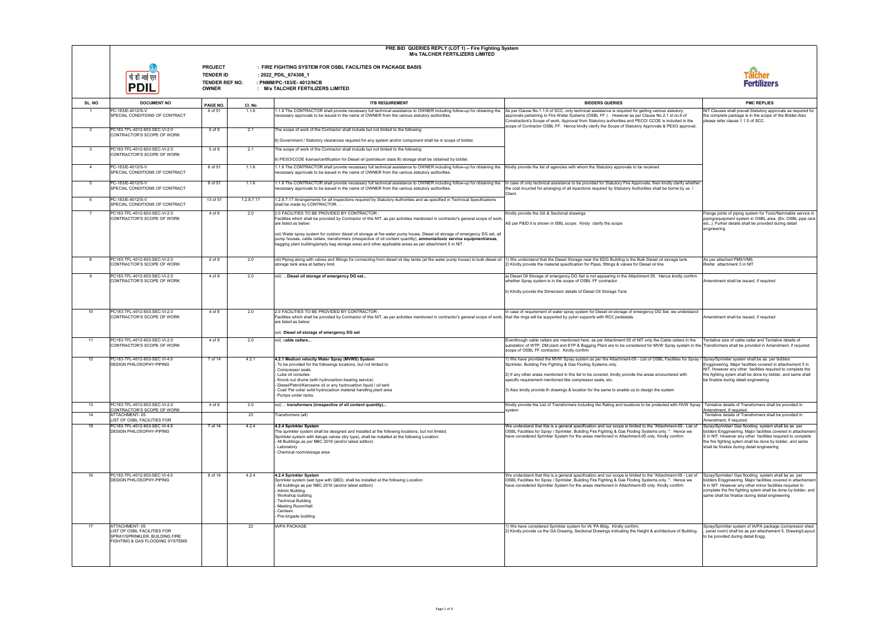# PRE BID QUERIES REPLY (LOT 1) – Fire Fighting System
## M/s TALCHER FERTILIZERS LIMITED

पी डी आई एल PDIL

**PROJECT** : FIRE FIGHTING SYSTEM FOR OSBL FACILITIES ON PACKAGE BASIS
**TENDER ID** : 2022_PDIL_674308_1
**TENDER REF NO.** : PNMM/PC-183/E- 4012/NCB
**OWNER** : M/s TALCHER FERTILIZERS LIMITED

Talcher Fertilizers

| SL. NO | DOCUMENT NO | PAGE NO. | Cl. No | ITB REQUIREMENT | BIDDERS QUERIES | PMC REPLIES |
|---|---|---|---|---|---|---|
| 1 | PC-183/E-4012/S-V SPECIAL CONDITIONS OF CONTRACT | 6 of 51 | 1.1.6 | 1.1.6 The CONTRACTOR shall provide necessary full technical assistance to OWNER including follow-up for obtaining the necessary approvals to be issued in the name of OWNER from the various statutory authorities. | As per Clause No.1.1.6 of SCC, only technical assistance is required for getting various statutory approvals pertaining to Fire Water Systems (OSBL FF ). However as per Clause No.2.1 sl.no.6 of Constractors's Scope of work, Approval from Statutory authorities and PECO/ CCOE is included in the scope of Contractor OSBL FF. Hence kindly clarify the Scope of Statutory Approvals & PESO approval. | NIT Clauses shall prevail.Statutory approvals as required for the complete package is in the scope of the Bidder.Also please refer clause 1.1.5 of SCC. |
| 2 | PC183-TFL-4012-603-SEC-VI-2.0 CONTRACTOR'S SCOPE OF WORK | 5 of 8 | 2.1 | The scope of work of the Contractor shall include but not limited to the following:<br>6) Government / Statutory clearances required for any system and/or component shall be in scope of bidder. | | |
| 3 | PC183-TFL-4012-603-SEC-VI-2.0 CONTRACTOR'S SCOPE OF WORK | 5 of 8 | 2.1 | The scope of work of the Contractor shall include but not limited to the following:<br>6) PESO/CCOE license/certification for Diesel oil (petroleum class B) storage shall be obtained by bidder. | | |
| 4 | PC-183/E-4012/S-V SPECIAL CONDITIONS OF CONTRACT | 6 of 51 | 1.1.6 | 1.1.6 The CONTRACTOR shall provide necessary full technical assistance to OWNER including follow-up for obtaining the necessary approvals to be issued in the name of OWNER from the various statutory authorities. | Kindly provide the list of agencies with whom the Statutory approvals to be received | |
| 5 | PC-183/E-4012/S-V SPECIAL CONDITIONS OF CONTRACT | 6 of 51 | 1.1.6 | 1.1.6 The CONTRACTOR shall provide necessary full technical assistance to OWNER including follow-up for obtaining the necessary approvals to be issued in the name of OWNER from the various statutory authorities. | In case of only technical assistance to be provided for Statutory Fire Approvals, then kindly clarify whether the cost incurred for arranging of all inpections required by Statutory Authorities shall be borne by us / Client. | |
| 6 | PC-183/E-4012/S-V SPECIAL CONDITIONS OF CONTRACT | 13 of 51 | 1.2.8.7.17 | 1.2.8.7.17 Arrangements for all inspections required by Statutory Authorities and as specified in Technical Specifications shall be made by CONTRACTOR. … | | |
| 7 | PC183-TFL-4012-603-SEC-VI-2.0 CONTRACTOR'S SCOPE OF WORK | 4 of 8 | 2.0 | 2.0 FACILITIES TO BE PROVIDED BY CONTRACTOR :<br>Facilities which shall be provided by Contractor of this NIT, as per activities mentioned in contractor's general scope of work, are listed as below:<br>xxi) Water spray system for outdoor diesel oil storage at fire water pump house, Diesel oil storage of emergency DG set, all pump houses, cable cellars, transformers (irrespective of oil content quantity), **ammonia/toxic service equipment/areas**, bagging plant building(empty bag storage area) and other applicable areas as per attachment 5 in NIT. | Kindly provide the GA & Sectional drawings<br>AS per P&ID it is shown in ISBL scope. Kindy clarify the scope | Flange joints of piping system for Toxic/flammable service in piping/equipment system in OSBL area. (Ex. OSBL pipe rack etc.,). Furher details shall be provided during detail engineering |
| 8 | PC183-TFL-4012-603-SEC-VI-2.0 CONTRACTOR'S SCOPE OF WORK | 2 of 8 | 2.0 | viii) Piping along with valves and fittings for connecting from diesel oil day tanks (at fire water pump house) to bulk diesel oil storage tank area at battery limit. | 1) We understand that the Diesel Storage near the EDG Building is the Bulk Diesel oil storage tank.<br>2) Kindly provide the material specification for Pipes, fittings & valves for Diesel oil line | As per attached PMS/VMS.<br>Rrefer attachment 3 in NIT |
| 9 | PC183-TFL-4012-603-SEC-VI-2.0 CONTRACTOR'S SCOPE OF WORK | 4 of 8 | 2.0 | xxi) …**Diesel oil storage of emergency DG set...** | a) Diesel Oil Storage of emergency DG Set is not appearing in the Attachment 05. Hence kindly confirm whether Spray system is in the scope of OSBL FF contractor.<br>b) Kindly provide the Dimension details of Diesel Oil Storage Tank | Amendment shall be issued, if required |
| 10 | PC183-TFL-4012-603-SEC-VI-2.0 CONTRACTOR'S SCOPE OF WORK | 4 of 8 | 2.0 | 2.0 FACILITIES TO BE PROVIDED BY CONTRACTOR :<br>Facilities which shall be provided by Contractor of this NIT, as per activities mentioned in contractor's general scope of work, are listed as below:<br>xxi) **Diesel oil storage of emergency DG set** | In case of requirement of water spray system for Diesel oil storage of emergency DG Set, we understand that the rings will be supported by pylon supports with RCC pedestals | Amendment shall be issued, if required |
| 11 | PC183-TFL-4012-603-SEC-VI-2.0 CONTRACTOR'S SCOPE OF WORK | 4 of 8 | 2.0 | xxi) ;**cable cellars...** | Eventhough cable cellars are mentioned here, as per Attachment 05 of NIT only the Cable cellars in the substation of WTP, DM plant and ETP & Bagging Plant are to be considered for MVW Spray system in the scope of OSBL FF contractor. Kindly confirm | Tentative size of cable cellar and Tentative details of Transformers shall be provided in Amendment, if required. |
| 12 | PC183-TFL-4012-603-SEC VI-4.0 DESIGN PHILOSOPHY-PIPING | 7 of 14 | 4.2.1 | **4.2.1 Medium velocity Water Spray (MVWS) System**<br>- To be provided for the followings locations, but not limited to.<br>- Compressor seals<br>- Lube oil consoles<br>- Knock out drums (with hydrocarbon bearing service)<br>- Diesel/Petrol/Kerosene oil or any hydrocarbon liquid / oil tank<br>- Coal/ Pet coke/ solid hydrocarbon material handling plant area<br>- Pumps under racks. | 1) We have provided the MVW Spray system as per the Attachment-05 - List of OSBL Facilities for Spray / Sprinkler, Building Fire Fighting & Gas Floding Systems only.<br>2) If any other areas mentioned in this list to be covered, kindly provide the areas encountered with specific requirement mentioned like compressor seals, etc.<br>3) Also kindly provide th drawings & location for the same to enable us to design the system | Spray/Sprinkler system shall be as per bidders Enggineering. Major facilities covered in attachement 5 in NIT. However any other facilities required to complete the fire fighting sytem shall be done by bidder, and same shall be finalize during detail engineering |
| 13 | PC183-TFL-4012-603-SEC-VI-2.0 CONTRACTOR'S SCOPE OF WORK | 4 of 8 | 2.0 | xxi) ... **transformers (irrespective of oil content quantity)...** | Kindly provide the List of Transformers including the Rating and locations to be protected with HVW Spray system | Tentative details of Transformers shall be provided in Amendment, if required. |
| 14 | ATTACHMENT- 05 LIST OF OSBL FACILITIES FOR | | 23 | Transformers (all) | | Tentative details of Transformers shall be provided in Amendment, if required. |
| 15 | PC183-TFL-4012-603-SEC VI-4.0 DESIGN PHILOSOPHY-PIPING | 7 of 14 | 4.2.4 | **4.2.4 Sprinkler System**<br>The sprinkler system shall be designed and installed at the following locations, but not limited.<br>Sprinkler system with deluge valves (dry type), shall be installed at the following Location:<br>- All Buildings as per NBC 2016 (and/or latest edition)<br>- Laboratory<br>- Chemical room/storage area | We understand that this is a general specification and our scope is limited to the "Attachment-05 - List of OSBL Facilities for Spray / Sprinkler, Building Fire Fighting & Gas Floding Systems only. ". Hence we have considered Sprinkler System for the areas mentioned in Attachment-05 only. Kindly confirm | Spray/Sprinkler/ Gas flooding system shall be as per bidders Enggineering. Major facilities covered in attachement 5 in NIT. However any other facilities required to complete the fire fighting sytem shall be done by bidder, and same shall be finalize during detail engineering |
| 16 | PC183-TFL-4012-603-SEC VI-4.0 DESIGN PHILOSOPHY-PIPING | 8 of 14 | 4.2.4 | **4.2.4 Sprinkler System**<br>Sprinkler system (wet type with QBD), shall be installed at the following Location:<br>- All buildings as per NBC 2016 (and/or latest edition)<br>- Admin Building<br>- Workshop building<br>- Technical Building<br>- Meeting Room/Hall<br>- Canteen<br>- Fire brigade building | We understand that this is a general specification and our scope is limited to the "Attachment-05 - List of OSBL Facilities for Spray / Sprinkler, Building Fire Fighting & Gas Floding Systems only. ". Hence we have considered Sprinkler System for the areas mentioned in Attachment-05 only. Kindly confirm | Spray/Sprinkler/ Gas flooding system shall be as per bidders Enggineering. Major facilities covered in attachement 9 in NIT. However any other minor facilities required to complete the fire fighting sytem shall be done by bidder, and same shall be finalize during detail engineering |
| 17 | ATTACHMENT- 05 LIST OF OSBL FACILITIES FOR SPRAY/SPRINKLER, BUILDING FIRE FIGHTING & GAS FLOODING SYSTEMS | | 22 | IA/PA PACKAGE | 1) We have considered Sprinkler system for IA/ PA Bldg. Kindly confirm.<br>2) Kindly provide us the GA Drawing, Sectional Drawings indicating the Height & architecture of Building. | Spray/Sprinkler system of IA/PA package (compressor shed , panel room) shall be as per attachement 5. Drawing/Layout to be provided during detail Engg. |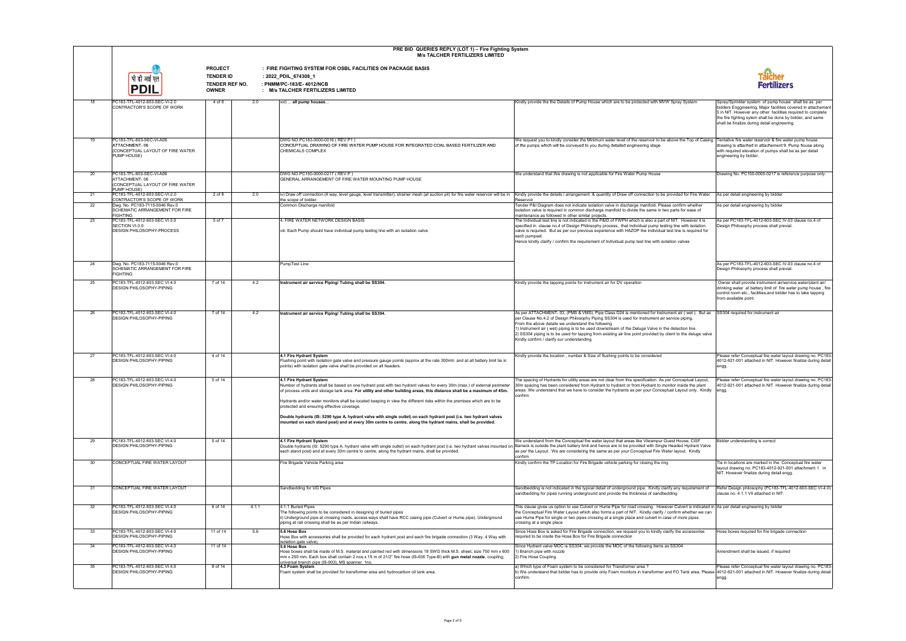## PRE BID QUERIES REPLY (LOT 1) – Fire Fighting System
### M/s TALCHER FERTILIZERS LIMITED

पी डी आई एल
**PDIL**

**PROJECT** : FIRE FIGHTING SYSTEM FOR OSBL FACILITIES ON PACKAGE BASIS
**TENDER ID** : 2022_PDIL_674308_1
**TENDER REF NO.** : PNMM/PC-183/E- 4012/NCB
**OWNER** : M/s TALCHER FERTILIZERS LIMITED

**Talcher Fertilizers**

| | | | | | | |
|---|---|---|---|---|---|---|
| 18 | PC183-TFL-4012-603-SEC-VI-2.0 CONTRACTOR'S SCOPE OF WORK | 4 of 8 | 2.0 | xxi) … all pump houses… | Kindly provide the the Details of Pump House which are to be protected with MVW Spray System | Spray/Sprinkler system of pump house shall be as per bidders Enggineering. Major facilities covered in attachement 5 in NIT. However any other facilities required to complete the fire fighting sytem shall be done by bidder, and same shall be finalize during detail engineering. |
| 19 | PC183-TFL-603-SEC-VI-A06 ATTACHMENT- 06 (CONCEPTUAL LAYOUT OF FIRE WATER PUMP HOUSE) | | | DWG NO.PC183-0000-0016 ( REV.P1 ) CONCEPTUAL DRAWING OF FIRE WATER PUMP HOUSE FOR INTEGRATED COAL BASED FERTILIZER AND CHEMICALS COMPLEX | We request you to kindly consider the Minimum water level of the reservoir to be above the Top of Casing of the pumps which will be conveyed to you during detailed engineering stage | Tentative fire water reservoir & fire water pump house drawing is attached in attachement 9. Pump house along with required elevation of pumps shall be as per detail engineering by bidder. |
| 20 | PC183-TFL-603-SEC-VI-A06 ATTACHMENT- 06 (CONCEPTUAL LAYOUT OF FIRE WATER PUMP HOUSE) | | | DWG NO.PC150-0000-0217 ( REV.P ) GENERAL ARRANGEMENT OF FIRE WATER MOUNTING PUMP HOUSE | We understand that this drawing is not applicable for Fire Water Pump House | Drawing No. PC150-0000-0217 is reference purpose only. |
| 21 | PC183-TFL-4012-603-SEC-VI-2.0 CONTRACTOR'S SCOPE OF WORK | 2 of 8 | 2.0 | iv) Draw off connection (4 way, level gauge, level transmitter), strainer mesh (at suction pit) for fire water reservoir will be in the scope of bidder. | Kindly provide the details / arrangement & quantity of Draw off connection to be provided for Fire Water Reservoir | As per detail engineering by bidder |
| 22 | Dwg. No. PC183-7115-0046 Rev.0 SCHEMATIC ARRANGEMENT FOR FIRE FIGHTING | | | Common Discharge manifold | Tender P&I Diagram does not indicate isolation valve in discharge manifold. Please confirm whether isolation valve is required in common discharge manifold to divide the same in two parts for ease of maintenance as followed in other similar projects. | As per detail engineering by bidder |
| 23 | PC183-TFL-4012-603-SEC VI-3.0 SECTION VI-3.0 DESIGN PHILOSOPHY-PROCESS | 5 of 7 | | 4. FIRE WATER NETWORK DESIGN BASIS<br><br>viii. Each Pump should have individual pump testing line with an isolation valve. | The Individual test line is not indicated in the P&ID of FWPH which is also a part of NIT. However it is specified in clause no.4 of Design Philosophy process, that individual pump testing line with isolation valve is required. But as per our previous experience with HAZOP the individual test line is required for each pumpset.<br>Hence kindly clarify / confirm the requirement of Individual pump test line with isolation valves | As per PC183-TFL-4012-603-SEC IV-03 clause no.4 of Design Philosophy process shall prevail. |
| 24 | Dwg. No. PC183-7115-0046 Rev.0 SCHEMATIC ARRANGEMENT FOR FIRE FIGHTING | | | PumpTest Line | | As per PC183-TFL-4012-603-SEC IV-03 clause no.4 of Design Philosophy process shall prevail. |
| 25 | PC183-TFL-4012-603-SEC VI-4.0 DESIGN PHILOSOPHY-PIPING | 7 of 14 | 4.2 | **Instrument air service Piping/ Tubing shall be SS304.** | Kindly provide the tapping points for instrument air for DV operation | Owner shall provide instrument air/service water/plant air/ drinking water at battery limit of fire water pump house , fire control room etc., facilities,and bidder has to take tapping from available point. |
| 26 | PC183-TFL-4012-603-SEC VI-4.0 DESIGN PHILOSOPHY-PIPING | 7 of 14 | 4.2 | **Instrument air service Piping/ Tubing shall be SS304.** | As per ATTACHMENT- 03, (PMS & VMS), Pipe Class D24 is mentioned for Instrument air ( wet ). But as per Clause No.4.2 of Design Philosophy Piping SS304 is used for Instrument air service piping.<br>From the above details we understand the following<br>1) Instrument air ( wet) piping is to be used downstream of the Deluge Valve in the detection line<br>2) SS304 piping is to be used for tapping from existing air line point provided by client to the deluge valve<br>Kindly confirm / clarify our understanding | SS304 required for instrument air |
| 27 | PC183-TFL-4012-603-SEC VI-4.0 DESIGN PHILOSOPHY-PIPING | 4 of 14 | | **4.1 Fire Hydrant System**<br>Flushing point with isolation gate valve and pressure gauge points (approx at the rate 300mtr. and at all battery limit tie in points) with isolation gate valve shall be provided on all headers. | Kindly provide the location , number & Size of flushing points to be considered | Please refer Conceptual fire water layout drawing no. PC183-4012-921-001 attached in NIT. However finalize during detail engg. |
| 28 | PC183-TFL-4012-603-SEC VI-4.0 DESIGN PHILOSOPHY-PIPING | 5 of 14 | | **4.1 Fire Hydrant System**<br>Number of hydrants shall be based on one hydrant post with two hydrant valves for every 30m (max.) of external perimeter of process units and storage tank area. **For utility and other building areas, this distance shall be a maximum of 45m.**<br><br>Hydrants and/or water monitors shall be located keeping in view the different risks within the premises which are to be protected and ensuring effective coverage.<br><br>**Double hydrants (IS: 5290 type A, hydrant valve with single outlet) on each hydrant post (i.e. two hydrant valves mounted on each stand post) and at every 30m centre to centre, along the hydrant mains, shall be provided.** | The spacing of Hydrants for utility areas are not clear from this specification. As per Conceptual Layout, 30m spacing has been considered from Hydrant to hydrant or from Hydrant to monitor inside the plant areas We understand that we have to consider the hydrants as per your Conceptual Layout only. Kindly confirm | Please refer Conceptual fire water layout drawing no. PC183-4012-921-001 attached in NIT. However finalize during detail engg. |
| 29 | PC183-TFL-4012-603-SEC VI-4.0 DESIGN PHILOSOPHY-PIPING | 5 of 14 | | **4.1 Fire Hydrant System**<br>Double hydrants (IS: 5290 type A, hydrant valve with single outlet) on each hydrant post (i.e. two hydrant valves mounted on each stand post) and at every 30m centre to centre, along the hydrant mains, shall be provided. | We understand from the Conceptual fire water layout that areas like Vikrampur Guest House, CISF Barrack is outside the plant battery limit and hence are to be provided with Single Headed Hydrant Valve as per the Layout. We are considering the same as per your Conceptual Fire Water layout. Kindly confirm | Bidder understanding is correct |
| 30 | CONCEPTUAL FIRE WATER LAYOUT | | | Fire Brigade Vehicle Parking area | Kindly confirm the TP Location for Fire Brigade vehicle parking for closing the ring | Tie in locations are marked in the Conceptual fire water layout drawing no. PC183-4012-921-001 attachment 1 in NIT. However finalize during detail engg. |
| 31 | CONCEPTUAL FIRE WATER LAYOUT | | | Sandbedding for UG Pipes | Sandbedding is not indicated in the typical detail of underground pipe. Kindly clarify any requirement of sandbedding for pipes running underground and provide the thickness of sandbedding | Refer Design philosophy (PC183-TFL-4012-603-SEC VI-4.0) clause no. 4.1.1 VII attached in NIT. |
| 32 | PC183-TFL-4012-603-SEC VI-4.0 DESIGN PHILOSOPHY-PIPING | 6 of 14 | 4.1.1 | 4.1.1 Buried Pipes<br>The following points to be considered in designing of buried pipes<br>ii) Underground pipe at crossing roads, access ways shall have RCC casing pipe (Culvert or Hume pipe). Underground piping at rail crossing shall be as per Indian railways. | This clause gives us option to use Culvert or Hume Pipe for road crossing. However Culvert is indicated in the Conceptual Fire Water Layout which also forms a part of NIT. Kindly clarify / confirm whether we can use Hume Pipe for single or two pipes crossing at a single place and culvert in case of more pipes crossing at a single place | As per detail engineering by bidder |
| 33 | PC183-TFL-4012-603-SEC VI-4.0 DESIGN PHILOSOPHY-PIPING | 11 of 14 | 5.6 | **5.6 Hose Box**<br>Hose Box with accessories shall be provided for each hydrant post and each fire brigade connection (3 Way, 4 Way with isolation gate valve). | Since Hose Box is asked for Fire Brigade connection, we request you to kindly clarify the accessories required to be inside the Hose Box for Fire Brigade connection | Hose boxes required for fire brigade connection |
| 34 | PC183-TFL-4012-603-SEC VI-4.0 DESIGN PHILOSOPHY-PIPING | 11 of 14 | | **5.6 Hose Box**<br>Hose boxes shall be made of M.S. material and painted red with dimensions 18 SWG thick M.S. sheet, size 750 mm x 600 mm x 250 mm. Each box shall contain 2 nos.x 15 m of 21/2" fire hose (IS-636 Type-B) with **gun metal nozzle**, coupling, universal branch pipe (IS-903), MS spanner. 1no. | Since Hydrant valve MOC is SS304, we provide the MOC of the following items as SS304<br>1) Branch pipe with nozzle<br>2) Fire Hose Coupling | Amendment shall be issued, if required |
| 35 | PC183-TFL-4012-603-SEC VI-4.0 DESIGN PHILOSOPHY-PIPING | 8 of 14 | | **4.3 Foam System**<br>Foam system shall be provided for transformer area and hydrocarbon oil tank area. | a) Which type of Foam system to be considered for Transformer area ?<br>b) We understand that bidder has to provide only Foam monitors in transformer and FO Tank area. Please confirm. | Please refer Conceptual fire water layout drawing no. PC183-4012-921-001 attached in NIT. However finalize during detail engg. |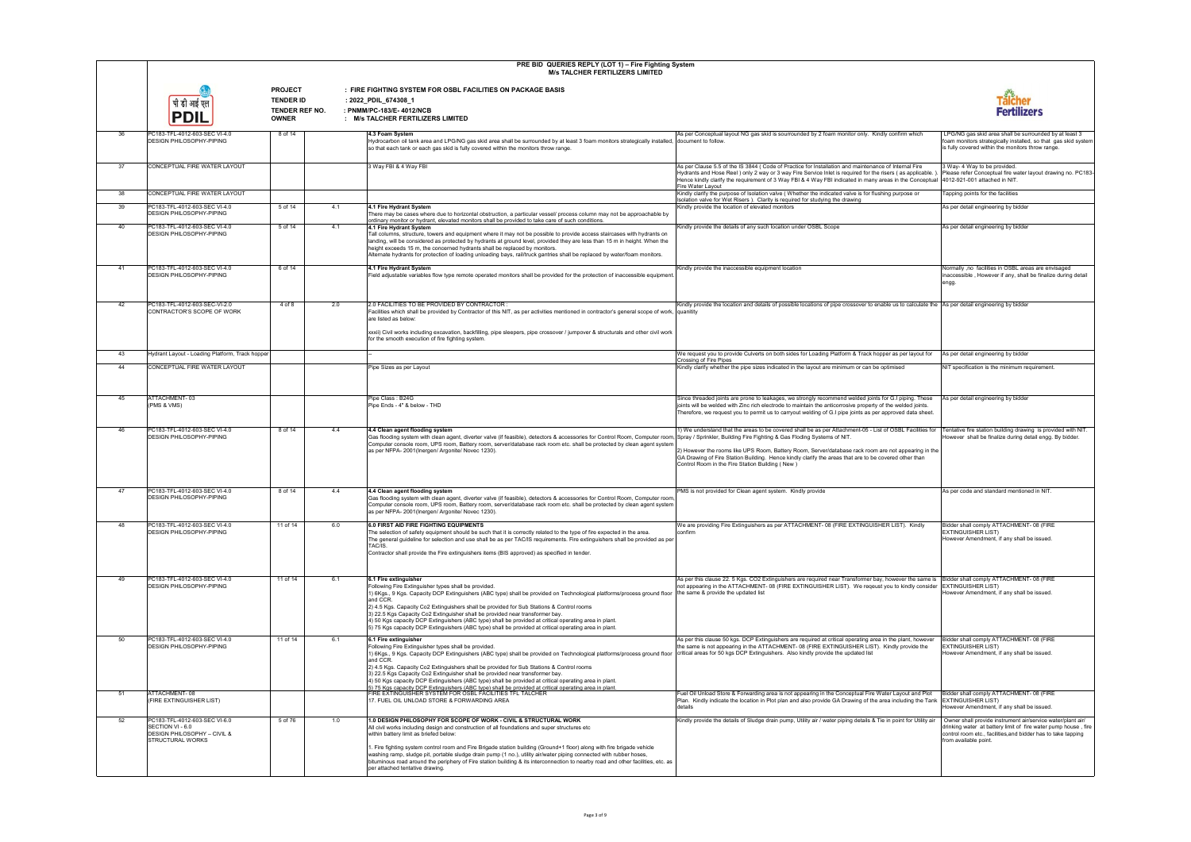# PRE BID QUERIES REPLY (LOT 1) – Fire Fighting System
## M/s TALCHER FERTILIZERS LIMITED

पी डी आई एल PDIL

**PROJECT** : FIRE FIGHTING SYSTEM FOR OSBL FACILITIES ON PACKAGE BASIS
**TENDER ID** : 2022_PDIL_674308_1
**TENDER REF NO.** : PNMM/PC-183/E- 4012/NCB
**OWNER** : M/s TALCHER FERTILIZERS LIMITED

Talcher Fertilizers

| | | | | | | |
|---|---|---|---|---|---|---|
| 36 | PC183-TFL-4012-603-SEC VI-4.0 DESIGN PHILOSOPHY-PIPING | 8 of 14 | | **4.3 Foam System** Hydrocarbon oil tank area and LPG/NG gas skid area shall be surrounded by at least 3 foam monitors strategically installed, so that each tank or each gas skid is fully covered within the monitors throw range. | As per Conceptual layout NG gas skid is sourrounded by 2 foam monitor only. Kindly confirm which document to follow. | LPG/NG gas skid area shall be surrounded by at least 3 foam monitors strategically installed, so that gas skid system is fully covered within the monitors throw range. |
| 37 | CONCEPTUAL FIRE WATER LAYOUT | | | 3 Way FBI & 4 Way FBI | As per Clause 5.5 of the IS 3844 ( Code of Practice for Installation and maintenance of Internal Fire Hydrants and Hose Reel ) only 2 way or 3 way Fire Service Inlet is required for the risers ( as applicable. ). Hence kindly clarify the requirement of 3 Way FBI & 4 Way FBI indicated in many areas in the Conceptual Fire Water Layout | 3 Way- 4 Way to be provided. Please refer Conceptual fire water layout drawing no. PC183-4012-921-001 attached in NIT. |
| 38 | CONCEPTUAL FIRE WATER LAYOUT | | | | Kindly clarify the purpose of Isolation valve ( Whether the indicated valve is for flushing purpose or Isolation valve for Wet Risers ). Clarity is required for studying the drawing | Tapping points for the facilities |
| 39 | PC183-TFL-4012-603-SEC VI-4.0 DESIGN PHILOSOPHY-PIPING | 5 of 14 | 4.1 | **4.1 Fire Hydrant System** There may be cases where due to horizontal obstruction, a particular vessel/ process column may not be approachable by ordinary monitor or hydrant, elevated monitors shall be provided to take care of such conditions. | Kindly provide the location of elevated monitors | As per detail engineering by bidder |
| 40 | PC183-TFL-4012-603-SEC VI-4.0 DESIGN PHILOSOPHY-PIPING | 5 of 14 | 4.1 | **4.1 Fire Hydrant System** Tall columns, structure, towers and equipment where it may not be possible to provide access staircases with hydrants on landing, will be considered as protected by hydrants at ground level, provided they are less than 15 m in height. When the height exceeds 15 m, the concerned hydrants shall be replaced by monitors. Alternate hydrants for protection of loading unloading bays, rail/truck gantries shall be replaced by water/foam monitors. | Kindly provide the details of any such location under OSBL Scope | As per detail engineering by bidder |
| 41 | PC183-TFL-4012-603-SEC VI-4.0 DESIGN PHILOSOPHY-PIPING | 6 of 14 | | **4.1 Fire Hydrant System** Field adjustable variables flow type remote operated monitors shall be provided for the protection of inaccessible equipment. | Kindly provide the inaccessible equipment location | Normally ,no facilities in OSBL areas are envisaged inaccessible , However if any, shall be finalize during detail engg. |
| 42 | PC183-TFL-4012-603-SEC-VI-2.0 CONTRACTOR'S SCOPE OF WORK | 4 of 8 | 2.0 | 2.0 FACILITIES TO BE PROVIDED BY CONTRACTOR : Facilities which shall be provided by Contractor of this NIT, as per activities mentioned in contractor's general scope of work, are listed as below: xxxii) Civil works including excavation, backfilling, pipe sleepers, pipe crossover / jumpover & structurals and other civil work for the smooth execution of fire fighting system. | Kindly provide the location and details of possible locations of pipe crossover to enable us to calculate the quantity | As per detail engineering by bidder |
| 43 | Hydrant Layout - Loading Platform, Track hopper | | | -- | We request you to provide Culverts on both sides for Loading Platform & Track hopper as per layout for Crossing of Fire Pipes | As per detail engineering by bidder |
| 44 | CONCEPTUAL FIRE WATER LAYOUT | | | Pipe Sizes as per Layout | Kindly clarify whether the pipe sizes indicated in the layout are minimum or can be optimised | NIT specification is the minimum requirement. |
| 45 | ATTACHMENT- 03 (PMS & VMS) | | | Pipe Class : B24G Pipe Ends - 4" & below - THD | Since threaded joints are prone to leakages, we strongly recommend welded joints for G.I piping. These joints will be welded with Zinc rich electrode to maintain the anticorrosive property of the welded joints. Therefore, we request you to permit us to carryout welding of G.I pipe joints as per approved data sheet. | As per detail engineering by bidder |
| 46 | PC183-TFL-4012-603-SEC VI-4.0 DESIGN PHILOSOPHY-PIPING | 8 of 14 | 4.4 | **4.4 Clean agent flooding system** Gas flooding system with clean agent, diverter valve (if feasible), detectors & accessories for Control Room, Computer room, Computer console room, UPS room, Battery room, server/database rack room etc. shall be protected by clean agent system as per NFPA- 2001(Inergen/ Argonite/ Novec 1230). | 1) We understand that the areas to be covered shall be as per Attachment-05 - List of OSBL Facilities for Spray / Sprinkler, Building Fire Fighting & Gas Floding Systems of NIT. 2) However the rooms like UPS Room, Battery room, Server/database rack room are not appearing in the GA Drawing of Fire Station Building. Hence kindly clarify the areas that are to be covered other than Control Room in the Fire Station Building ( New ) | Tentative fire station building drawing is provided with NIT. However shall be finalize during detail engg. By bidder. |
| 47 | PC183-TFL-4012-603-SEC VI-4.0 DESIGN PHILOSOPHY-PIPING | 8 of 14 | 4.4 | **4.4 Clean agent flooding system** Gas flooding system with clean agent, diverter valve (if feasible), detectors & accessories for Control Room, Computer room, Computer console room, UPS room, Battery room, server/database rack room etc. shall be protected by clean agent system as per NFPA- 2001(Inergen/ Argonite/ Novec 1230). | PMS is not provided for Clean agent system. Kindly provide | As per code and standard mentioned in NIT. |
| 48 | PC183-TFL-4012-603-SEC VI-4.0 DESIGN PHILOSOPHY-PIPING | 11 of 14 | 6.0 | **6.0 FIRST AID FIRE FIGHTING EQUIPMENTS** The selection of safety equipment should be such that it is correctly related to the type of fire expected in the area. The general guideline for selection and use shall be as per TAC/IS requirements. Fire extinguishers shall be provided as per TAC/IS. Contractor shall provide the Fire extinguishers items (BIS approved) as specified in tender. | We are providing Fire Extinguishers as per ATTACHMENT- 08 (FIRE EXTINGUISHER LIST). Kindly confirm | Bidder shall comply ATTACHMENT- 08 (FIRE EXTINGUISHER LIST) However Amendment, if any shall be issued. |
| 49 | PC183-TFL-4012-603-SEC VI-4.0 DESIGN PHILOSOPHY-PIPING | 11 of 14 | 6.1 | **6.1 Fire extinguisher** Following Fire Extinguisher types shall be provided. 1) 6Kgs., 9 Kgs. Capacity DCP Extinguishers (ABC type) shall be provided on Technological platforms/process ground floor and CCR. 2) 4.5 Kgs. Capacity Co2 Extinguishers shall be provided for Sub Stations & Control rooms 3) 22.5 Kgs Capacity Co2 Extinguisher shall be provided near transformer bay. 4) 50 Kgs capacity DCP Extinguishers (ABC type) shall be provided at critical operating area in plant. 5) 75 Kgs capacity DCP Extinguishers (ABC type) shall be provided at critical operating area in plant. | As per this clause 22. 5 Kgs. CO2 Extinguishers are required near Transformer bay, however the same is not appearing in the ATTACHMENT- 08 (FIRE EXTINGUISHER LIST). We reqeust you to kindly consider the same & provide the updated list | Bidder shall comply ATTACHMENT- 08 (FIRE EXTINGUISHER LIST) However Amendment, if any shall be issued. |
| 50 | PC183-TFL-4012-603-SEC VI-4.0 DESIGN PHILOSOPHY-PIPING | 11 of 14 | 6.1 | **6.1 Fire extinguisher** Following Fire Extinguisher types shall be provided. 1) 6Kgs., 9 Kgs. Capacity DCP Extinguishers (ABC type) shall be provided on Technological platforms/process ground floor and CCR. 2) 4.5 Kgs. Capacity Co2 Extinguishers shall be provided for Sub Stations & Control rooms 3) 22.5 Kgs Capacity Co2 Extinguisher shall be provided near transformer bay. 4) 50 Kgs capacity DCP Extinguishers (ABC type) shall be provided at critical operating area in plant. 5) 75 Kgs capacity DCP Extinguishers (ABC type) shall be provided at critical operating area in plant. | As per this clause 50 kgs. DCP Extinguishers are required at critical operating area in the plant, however the same is not appearing in the ATTACHMENT- 08 (FIRE EXTINGUISHER LIST). Kindly provide the critical areas for 50 Kgs DCP Extinguishers. Also kindly provide the updated list | Bidder shall comply ATTACHMENT- 08 (FIRE EXTINGUISHER LIST) However Amendment, if any shall be issued. |
| 51 | ATTACHMENT- 08 (FIRE EXTINGUISHER LIST) | | | FIRE EXTINGUISHER SYSTEM FOR OSBL FACILITIES TFL TALCHER 17. FUEL OIL UNLOAD STORE & FORWARDING AREA | Fuel Oil Unload Store & Forwarding area is not appearing in the Conceptual Fire Water Layout and Plot Plan. Kindly indicate the location in Plot plan and also provide GA Drawing of the area including the Tank details | Bidder shall comply ATTACHMENT- 08 (FIRE EXTINGUISHER LIST) However Amendment, if any shall be issued. |
| 52 | PC183-TFL-4012-603-SEC VI-6.0 SECTION VI - 6.0 DESIGN PHILOSOPHY – CIVIL & STRUCTURAL WORKS | 5 of 76 | 1.0 | **1.0 DESIGN PHILOSOPHY FOR SCOPE OF WORK - CIVIL & STRUCTURAL WORK** All civil works including design and construction of all foundations and super structures etc within battery limit as briefed below: 1. Fire fighting system control room and Fire Brigade station building (Ground+1 floor) along with fire brigade vehicle washing ramp, sludge pit, portable sludge drain pump (1 no.), utility air/water piping connected with rubber hoses, bituminous road around the periphery of Fire station building & its interconnection to nearby road and other facilities, etc. as per attached tentative drawing. | Kindly provide the details of Sludge drain pump, Utility air / water piping details & Tie in point for Utility air | Owner shall provide instrument air/service water/plant air/ drinking water at battery limit of fire water pump house , fire control room etc., facilities,and bidder has to take tapping from available point. |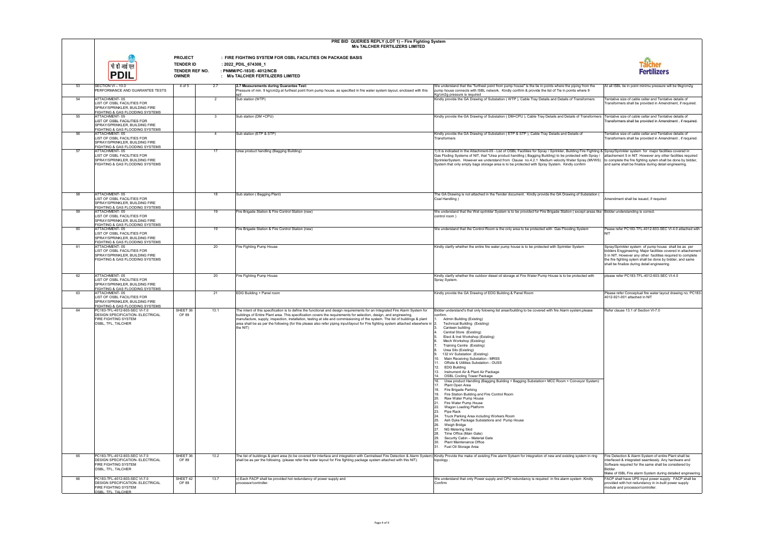# PRE BID QUERIES REPLY (LOT 1) – Fire Fighting System
## M/s TALCHER FERTILIZERS LIMITED

पी डी आई एल
**PDIL**

**PROJECT** : FIRE FIGHTING SYSTEM FOR OSBL FACILITIES ON PACKAGE BASIS
**TENDER ID** : 2022_PDIL_674308_1
**TENDER REF NO.** : PNMM/PC-183/E- 4012/NCB
**OWNER** : M/s TALCHER FERTILIZERS LIMITED

Talcher Fertilizers

| | | | | | | |
|---|---|---|---|---|---|---|
| 53 | SECTION VI – 10.0 PERFORMANCE AND GUARANTEE TESTS | 4 of 5 | 2.7 | **2.7 Measurements during Guarantee Test:** Pressure of min. 9 kg/cm2g at furthest point from pump house, as specified in fire water system layout, enclosed with this NIT. | We understand that the "furthest point from pump house" is the tie in points where the piping from the pump house connects with ISBL network. Kindly confirm & provide the list of Tie in points where 9 Kg/cm2g pressure is required | At all ISBL tie in point minimu pressure will be 9kg/cm2g |
| 54 | ATTACHMENT- 05 LIST OF OSBL FACILITIES FOR SPRAY/SPRINKLER, BUILDING FIRE FIGHTING & GAS FLOODING SYSTEMS | | 2 | Sub station (WTP) | Kindly provide the GA Drawing of Substation ( WTP ), Cable Tray Details and Details of Transformers | Tentative size of cable cellar and Tentative details of Transformers shall be provided in Amendment, if required. |
| 55 | ATTACHMENT- 05 LIST OF OSBL FACILITIES FOR SPRAY/SPRINKLER, BUILDING FIRE FIGHTING & GAS FLOODING SYSTEMS | | 3 | Sub station (DM +CPU) | Kindly provide the GA Drawing of Substation ( DM+CPU ), Cable Tray Details and Details of Transformers | Tentative size of cable cellar and Tentative details of Transformers shall be provided in Amendment , if required. |
| 56 | ATTACHMENT- 05 LIST OF OSBL FACILITIES FOR SPRAY/SPRINKLER, BUILDING FIRE FIGHTING & GAS FLOODING SYSTEMS | | 4 | Sub station (ETP & STP) | Kindly provide the GA Drawing of Substation ( ETP & STP ), Cable Tray Details and Details of Transformers | Tentative size of cable cellar and Tentative details of Transformers shall be provided in Amendment , if required. |
| 57 | ATTACHMENT- 05 LIST OF OSBL FACILITIES FOR SPRAY/SPRINKLER, BUILDING FIRE FIGHTING & GAS FLOODING SYSTEMS | | 17 | Urea product handling (Bagging Building) | 1) It is indicated in the Attachment-05 - List of OSBL Facilities for Spray / Sprinkler, Building Fire Fighting & Gas Floding Systems of NIT, that "Urea product handling ( Bagging Building) to be protected with Spray / SprinklerSystem. However we understand from Clause no.4.2.1 Medium velocity Water Spray (MVWS) System that only empty bags storage area is to be protected with Spray System. Kindly confirm | Spray/Sprinkler system for major facilities covered in attachement 5 in NIT. However any other facilities required to complete the fire fighting sytem shall be done by bidder, and same shall be finalize during detail engineering. |
| 58 | ATTACHMENT- 05 LIST OF OSBL FACILITIES FOR SPRAY/SPRINKLER, BUILDING FIRE FIGHTING & GAS FLOODING SYSTEMS | | 18 | Sub station ( Bagging Plant) | The GA Drawing is not attached in the Tender document. Kindly provide the GA Drawing of Substation ( Coal Handling ) | Amendment shall be issued, if required |
| 59 | ATTACHMENT- 05 LIST OF OSBL FACILITIES FOR SPRAY/SPRINKLER, BUILDING FIRE FIGHTING & GAS FLOODING SYSTEMS | | 19 | Fire Brigade Station & Fire Control Station (new) | We understand that the Wet sprinkler System is to be provided for Fire Brigade Station ( except areas like control room ) | Bidder understanding is correct. |
| 60 | ATTACHMENT- 05 LIST OF OSBL FACILITIES FOR SPRAY/SPRINKLER, BUILDING FIRE FIGHTING & GAS FLOODING SYSTEMS | | 19 | Fire Brigade Station & Fire Control Station (new) | We understand that the Control Room is the only area to be protected with Gas Flooding System | Pease refer PC183-TFL-4012-603-SEC VI-4.0 attached with NIT |
| 61 | ATTACHMENT- 05 LIST OF OSBL FACILITIES FOR SPRAY/SPRINKLER, BUILDING FIRE FIGHTING & GAS FLOODING SYSTEMS | | 20 | Fire Fighting Pump House | Kindly clarify whether the entire fire water pump house is to be protected with Sprinkler System | Spray/Sprinkler system of pump house shall be as per bidders Engginering. Major facilities covered in attachement 5 in NIT. However any other facilities required to complete the fire fighting sytem shall be done by bidder, and same shall be finalize during detail engineering. |
| 62 | ATTACHMENT- 05 LIST OF OSBL FACILITIES FOR SPRAY/SPRINKLER, BUILDING FIRE FIGHTING & GAS FLOODING SYSTEMS | | 20 | Fire Fighting Pump House | Kindly clarify whether the outdoor diesel oil storage at Fire Water Pump House is to be protected with Spray System. | please refer PC183-TFL-4012-603-SEC VI-4.0 |
| 63 | ATTACHMENT- 05 LIST OF OSBL FACILITIES FOR SPRAY/SPRINKLER, BUILDING FIRE FIGHTING & GAS FLOODING SYSTEMS | | 21 | EDG Building + Panel room | Kindly provide the GA Drawing of EDG Building & Panel Room | Please refer Conceptual fire water layout drawing no. PC183-4012-921-001 attached in NIT |
| 64 | PC183-TFL-4012-603-SEC VI-7.0 DESIGN SPECIFICATION- ELECTRICAL FIRE FIGHTING SYSTEM OSBL, TFL, TALCHER | SHEET 36 OF 89 | 13.1 | The intent of this specification is to define the functional and design requirements for an Integrated Fire Alarm System for buildings of Entire Plant area. This specification covers the requirements for selection, design, and engineering, manufacture, supply, inspection, installation, testing at site and commissioning of the system. The list of buildings & plant area shall be as per the following (for this please also refer piping input/layout for Fire fighting system attached elsewhere in the NIT) | Bidder understand's that only folowing list arear/building to be covered with fire Alarm system,please confirm.<br>1. Admin Building (Existing)<br>2. Technical Building (Existing)<br>3. Canteen building<br>4. Central Store (Existing)<br>5. Elect & Inst Workshop (Existing)<br>6. Mech Workshop (Existing)<br>7. Training Centre (Existing)<br>8. Urea Silo (Existing)<br>9. 132 kV Substation (Existing)<br>10. Main Receiving Substation - MRSS<br>11. Offsite & Utilities Substation - OUSS<br>12. EDG Building<br>13. Instrument Air & Plant Air Package<br>14. OSBL Cooling Tower Package<br>16. Urea product Handling (Bagging Building + Bagging Substation+ MCC Room + Conveyor System)<br>17. Plant Open Area<br>18. Fire Brigade Parking<br>19. Fire Station Building and Fire Control Room<br>20. Raw Water Pump House<br>21. Fire Water Pump House<br>22. Wagon Loading Platform<br>23. Pipe Rack<br>24. Truck Parking Area including Workers Room<br>25. Ash Dyke Package Substations and Pump House<br>26. Weigh Bridge<br>27. NG Metering Skid<br>28. Time Office (Main Gate)<br>29. Security Cabin – Material Gate<br>30. Plant Maintenance Office<br>31. Fuel Oil Storage Area | Refer clause 13.1 of Section VI-7.0 |
| 65 | PC183-TFL-4012-603-SEC VI-7.0 DESIGN SPECIFICATION- ELECTRICAL FIRE FIGHTING SYSTEM OSBL, TFL, TALCHER | SHEET 36 OF 89 | 13.2 | The list of buildings & plant area (to be covered for interface and integration with Centralised Fire Detection & Alarm System) shall be as per the following. (please refer fire water layout for Fire fighting package system attached with this NIT). | Kindly Provide the make of existing Fire alarm Sytsem for integration of new and existing system in ring topology . | Fire Detection & Alarm System of entire Plant shall be interfaced & integrated seamlessly. Any hardware and Software required for the same shall be considered by Bidder.<br>Make of ISBL Fire alarm System during detailed engineering. |
| 66 | PC183-TFL-4012-603-SEC VI-7.0 DESIGN SPECIFICATION- ELECTRICAL FIRE FIGHTING SYSTEM OSBL, TFL, TALCHER | SHEET 42 OF 89 | 13.7 | v) Each FACP shall be provided hot redundancy of power supply and processor/controller. | We understand that only Power supply and CPU redundancy is required in fire alarm system .Kindly Confirm | FACP shall have UPS input power supply. FACP shall be provided with hot redundancy in in-built power supply module and processor/controller. |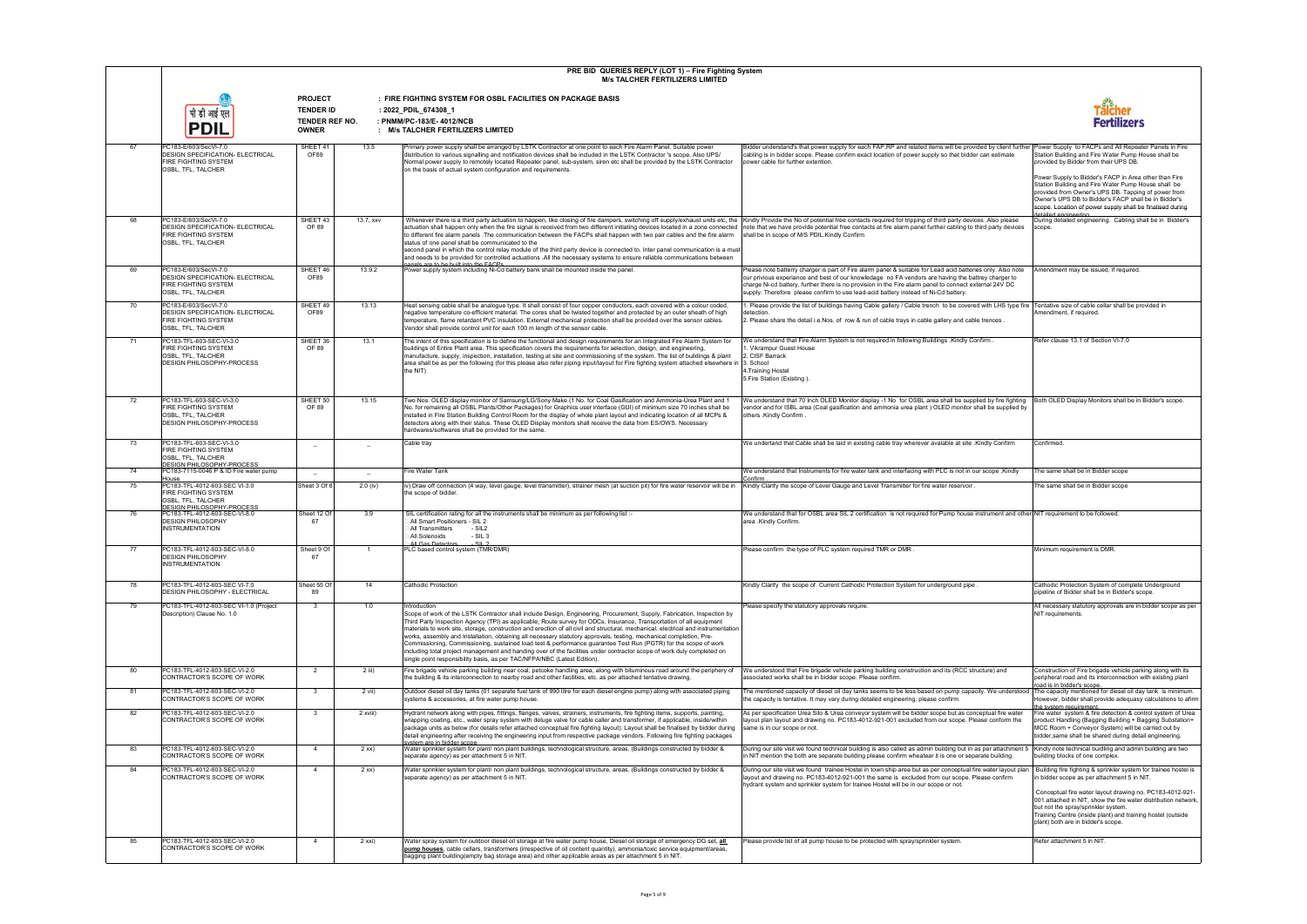# PRE BID QUERIES REPLY (LOT 1) – Fire Fighting System
## M/s TALCHER FERTILIZERS LIMITED

पी डी आई एल
**PDIL**

**PROJECT** : FIRE FIGHTING SYSTEM FOR OSBL FACILITIES ON PACKAGE BASIS
**TENDER ID** : 2022_PDIL_674308_1
**TENDER REF NO.** : PNMM/PC-183/E- 4012/NCB
**OWNER** : M/s TALCHER FERTILIZERS LIMITED

Talcher Fertilizers

| | | | | | | |
|---|---|---|---|---|---|---|
| 67 | PC183-E/603/SecVI-7.0 DESIGN SPECIFICATION- ELECTRICAL FIRE FIGHTING SYSTEM OSBL, TFL, TALCHER | SHEET 41 OF89 | 13.5 | Primary power supply shall be arranged by LSTK Contractor at one point to each Fire Alarm Panel. Suitable power distribution to various signalling and notification devices shall be included in the LSTK Contractor 's scope. Also UPS/ Normal power supply to remotely located Repeater panel, sub-system, siren etc shall be provided by the LSTK Contractor on the basis of actual system configuration and requirements. | Bidder understand's that power supply for each FAP,RP and related items will be provided by client further cabling is in bidder scope. Please confirm exact location of power supply so that bidder can estimate power cable for further extention. | Power Supply to FACPs and All Repeater Panels in Fire Station Building and Fire Water Pump House shall be provided by Bidder from their UPS DB.<br><br>Power Supply to Bidder's FACP in Area other than Fire Station Building and Fire Water Pump House shall be provided from Owner's UPS DB. Tapping of power from Owner's UPS DB to Bidder's FACP shall be in Bidder's scope. Location of power supply shall be finalised during detailed engineering. |
| 68 | PC183-E/603/SecVI-7.0 DESIGN SPECIFICATION- ELECTRICAL FIRE FIGHTING SYSTEM OSBL, TFL, TALCHER | SHEET 43 OF 89 | 13.7, xxv | Whenever there is a third party actuation to happen, like closing of fire dampers, switching off supply/exhaust units etc, the actuation shall happen only when the fire signal is received from two different initiating devices located in a zone connected to different fire alarm panels .The communication between the FACPs shall happen with two pair cables and the fire alarm status of one panel shall be communicated to the second panel in which the control relay module of the third party device is connected to. Inter panel communication is a must and needs to be provided for controlled actuations .All the necessary systems to ensure reliable communications between panels are to be built into the FACPs. | Kindly Provide the No of potential free contacts required for tripping of third party devices .Also please note that we have provide potential free contacts at fire alarm panel further cabling to third party devices shall be in scope of M/S PDIL.Kindly Confirm | During detailed engineering. Cabling shall be in Bidder's scope. |
| 69 | PC183-E/603/SecVI-7.0 DESIGN SPECIFICATION- ELECTRICAL FIRE FIGHTING SYSTEM OSBL, TFL, TALCHER | SHEET 46 OF89 | 13.9.2 | Power supply system including Ni-Cd battery bank shall be mounted inside the panel. | Please note batterry charger is part of Fire alarm panel & suitable for Lead acid batteries only. Also note our privious experiance and best of our knowledage no FA vendors are having the battrey charger to charge Ni-cd battery, further there is no provision in the Fire alarm panel to connect external 24V DC supply. Therefore please confirm to use lead-acid battery instead of Ni-Cd battery. | Amendment may be issued, if required. |
| 70 | PC183-E/603/SecVI-7.0 DESIGN SPECIFICATION- ELECTRICAL FIRE FIGHTING SYSTEM OSBL, TFL, TALCHER | SHEET 49 OF89 | 13.13 | Heat sensing cable shall be analogue type. It shall consist of four copper conductors, each covered with a colour coded, negative temperature co-efficient material. The cores shall be twisted together and protected by an outer sheath of high temperature, flame retardant PVC insulation. External mechanical protection shall be provided over the sensor cables. Vendor shall provide control unit for each 100 m length of the sensor cable. | 1. Please provide the list of buildings having Cable gallery / Cable trench to be covered with LHS type fire detection.<br>2. Please share the detail i.e.Nos. of row & run of cable trays in cable gallery and cable trences . | Tentative size of cable cellar shall be provided in Amendment, if required. |
| 71 | PC183-TFL-603-SEC-VI-3.0 FIRE FIGHTING SYSTEM OSBL, TFL, TALCHER DESIGN PHILOSOPHY-PROCESS | SHEET 36 OF 89 | 13.1 | The intent of this specification is to define the functional and design requirements for an Integrated Fire Alarm System for buildings of Entire Plant area. This specification covers the requirements for selection, design, and engineering, manufacture, supply, inspection, installation, testing at site and commissioning of the system. The list of buildings & plant area shall be as per the following (for this please also refer piping input/layout for Fire fighting system attached elsewhere in the NIT) | We understand that Fire Alarm System is not required in following Buildings .Kindly Confirm .<br>1. Vikrampur Guest House<br>2. CISF Barrack<br>3. School<br>4.Training Hostel<br>5.Fire Station (Existing ). | Refer clause 13.1 of Section VI-7.0 |
| 72 | PC183-TFL-603-SEC-VI-3.0 FIRE FIGHTING SYSTEM OSBL, TFL, TALCHER DESIGN PHILOSOPHY-PROCESS | SHEET 50 OF 89 | 13.15 | Two Nos. OLED display monitor of Samsung/LG/Sony Make (1 No. for Coal Gasification and Ammonia-Urea Plant and 1 No. for remaining all OSBL Plants/Other Packages) for Graphics user interface (GUI) of minimum size 70 inches shall be installed in Fire Station Building Control Room for the display of whole plant layout and indicating location of all MCPs & detectors along with their status. These OLED Display monitors shall receive the data from ES/OWS. Necessary hardwares/softwares shall be provided for the same. | We understand that 70 Inch OLED Monitor display -1 No for OSBL area shall be supplied by fire fighting vendor and for ISBL area (Coal gasification and ammonia urea plant ) OLED monitor shall be supplied by others .Kindly Confirm . | Both OLED Display Monitors shall be in Bidder's scope. |
| 73 | PC183-TFL-603-SEC-VI-3.0 FIRE FIGHTING SYSTEM OSBL, TFL, TALCHER DESIGN PHILOSOPHY-PROCESS | – | – | Cable tray | We undertand that Cable shall be laid in existing cable tray wherever avaialble at site .Kindly Confirm | Confirmed. |
| 74 | PC183-7115-0046 P & ID Fire water pump House | – | – | Fire Water Tank | We understand that Instruments for fire water tank and interfacing with PLC is not in our scope ,Kindly Confirm . | The same shall be in Bidder scope |
| 75 | PC183-TFL-4012-603-SEC VI-3.0 FIRE FIGHTING SYSTEM OSBL, TFL, TALCHER DESIGN PHILOSOPHY-PROCESS | Sheet 3 Of 8 | 2.0 (iv) | iv) Draw off connection (4 way, level gauge, level transmitter), strainer mesh (at suction pit) for fire water reservoir will be in the scope of bidder. | Kindly Clarify the scope of Level Gauge and Level Transmitter for fire water reservoir . | The same shall be in Bidder scope |
| 76 | PC183-TFL-4012-603-SEC-VI-8.0 DESIGN PHILOSOPHY INSTRUMENTATION | Sheet 12 Of 67 | 3.9 | SIL certification rating for all the instruments shall be minimum as per following list :-<br>All Smart Positioners - SIL 2<br>All Transmitters - SIL2<br>All Solenoids - SIL 3<br>All Gas Detectors - SIL 2 | We understand that for OSBL area SIL 2 certification is not required for Pump house instrument and other area .Kindly Confirm. | NIT requirement to be followed. |
| 77 | PC183-TFL-4012-603-SEC-VI-8.0 DESIGN PHILOSOPHY INSTRUMENTATION | Sheet 9 Of 67 | 1 | PLC based control system (TMR/DMR) | Please confirm the type of PLC system required TMR or DMR . | Minimum requirement is DMR. |
| 78 | PC183-TFL-4012-603-SEC VI-7.0 DESIGN PHILOSOPHY - ELECTRICAL | Sheet 55 Of 89 | 14 | Cathodic Protection | Kindly Clarify the scope of Current Cathodic Protection System for underground pipe . | Cathodic Protection System of complete Underground pipeline of Bidder shall be in Bidder's scope. |
| 79 | PC183-TFL-4012-603-SEC VI-1.0 (Project Description) Clause No. 1.0 | 3 | 1.0 | Introduction<br>Scope of work of the LSTK Contractor shall include Design, Engineering, Procurement, Supply, Fabrication, Inspection by Third Party Inspection Agency (TPI) as applicable, Route survey for ODCs, Insurance, Transportation of all equipment materials to work site, storage, construction and erection of all civil and structural, mechanical, electrical and instrumentation works, assembly and installation, obtaining all necessary statutory approvals, testing, mechanical completion, Pre-Commissioning, Commissioning, sustained load test & performance guarantee Test Run (PGTR) for the scope of work including total project management and handing over of the facilities under contractor scope of work duly completed on single point responsibility basis, as per TAC/NFPA/NBC (Latest Edition). | Please specify the statutory approvals require. | All necessary statutory approvals are in bidder scope as per NIT requirements. |
| 80 | PC183-TFL-4012-603-SEC-VI-2.0 CONTRACTOR'S SCOPE OF WORK | 2 | 2 iii) | Fire brigade vehicle parking building near coal, petcoke handling area, along with bituminous road around the periphery of the building & its interconnection to nearby road and other facilities, etc. as per attached tentative drawing. | We understood that Fire brigade vehicle parking building construction and its (RCC structure) and associated works shall be in bidder scope. Please confirm. | Construction of Fire brigade vehicle parking along with its peripheral road and its interconnection with existing plant road is in bidder's scope. |
| 81 | PC183-TFL-4012-603-SEC-VI-2.0 CONTRACTOR'S SCOPE OF WORK | 3 | 2 vii) | Outdoor diesel oil day tanks (01 separate fuel tank of 990 litre for each diesel engine pump) along with associated piping systems & accessories, at fire water pump house. | The mentioned capacity of diesel oil day tanks seems to be less based on pump capacity. We understood the capacity is tentative. It may vary during detailed engineering, please confirm | The capacity mentioned for diesel oil day tank is minimum. However, bidder shall provide adequasy calculations to afirm the system requirement. |
| 82 | PC183-TFL-4012-603-SEC-VI-2.0 CONTRACTOR'S SCOPE OF WORK | 3 | 2 xviii) | Hydrant network along with pipes, fittings, flanges, valves, strainers, instruments, fire fighting items, supports, painting, wrapping coating, etc., water spray system with deluge valve for cable cellar and transformer, if applicable, inside/within package units as below (for details refer attached conceptual fire fighting layout). Layout shall be finalised by bidder during detail engineering after receiving the engineering input from respective package vendors. Following fire fighting packages system are in bidder scope | As per specification Urea Silo & Urea conveyor system will be bidder scope but as conceptual fire water layout plan layout and drawing no. PC183-4012-921-001 excluded from our scope. Please conform the same is in our scope or not. | Fire water system & fire detection & control system of Urea product Handling (Bagging Building + Bagging Substation+ MCC Room + Conveyor System) will be carried out by bidder,same shall be shared during detail engineering. |
| 83 | PC183-TFL-4012-603-SEC-VI-2.0 CONTRACTOR'S SCOPE OF WORK | 4 | 2 xx) | Water sprinkler system for plant/ non plant buildings, technological structure, areas. (Buildings constructed by bidder & separate agency) as per attachment 5 in NIT. | During our site visit we found technical building is also called as admin building but in as per attachment 5 in NIT mention the both are separate building please confirm wheatear it is one or separate building. | Kindly note technical building and admin building are two building blocks of one complex. |
| 84 | PC183-TFL-4012-603-SEC-VI-2.0 CONTRACTOR'S SCOPE OF WORK | 4 | 2 xx) | Water sprinkler system for plant/ non plant buildings, technological structure, areas. (Buildings constructed by bidder & separate agency) as per attachment 5 in NIT. | During our site visit we found trainee Hostel in town ship area but as per conceptual fire water layout plan layout and drawing no. PC183-4012-921-001 the same is excluded from our scope. Please confirm hydrant system and sprinkler system for trainee Hostel will be in our scope or not. | Building fire fighting & sprinkler system for trainee hostel is in bidder scope as per attachment 5 in NIT.<br><br>Conceptual fire water layout drawing no. PC183-4012-921-001 attached in NIT, show the fire water distribution network, but not the spray/sprinkler system.<br>Training Centre (inside plant) and training hostel (outside plant) both are in bidder's scope. |
| 85 | PC183-TFL-4012-603-SEC-VI-2.0 CONTRACTOR'S SCOPE OF WORK | 4 | 2 xxi) | Water spray system for outdoor diesel oil storage at fire water pump house, Diesel oil storage of emergency DG set, **all pump houses**, cable cellars, transformers (irrespective of oil content quantity), ammonia/toxic service equipment/areas, bagging plant building(empty bag storage area) and other applicable areas as per attachment 5 in NIT. | Please provide list of all pump house to be protected with spray/sprinkler system. | Refer attachment 5 in NIT. |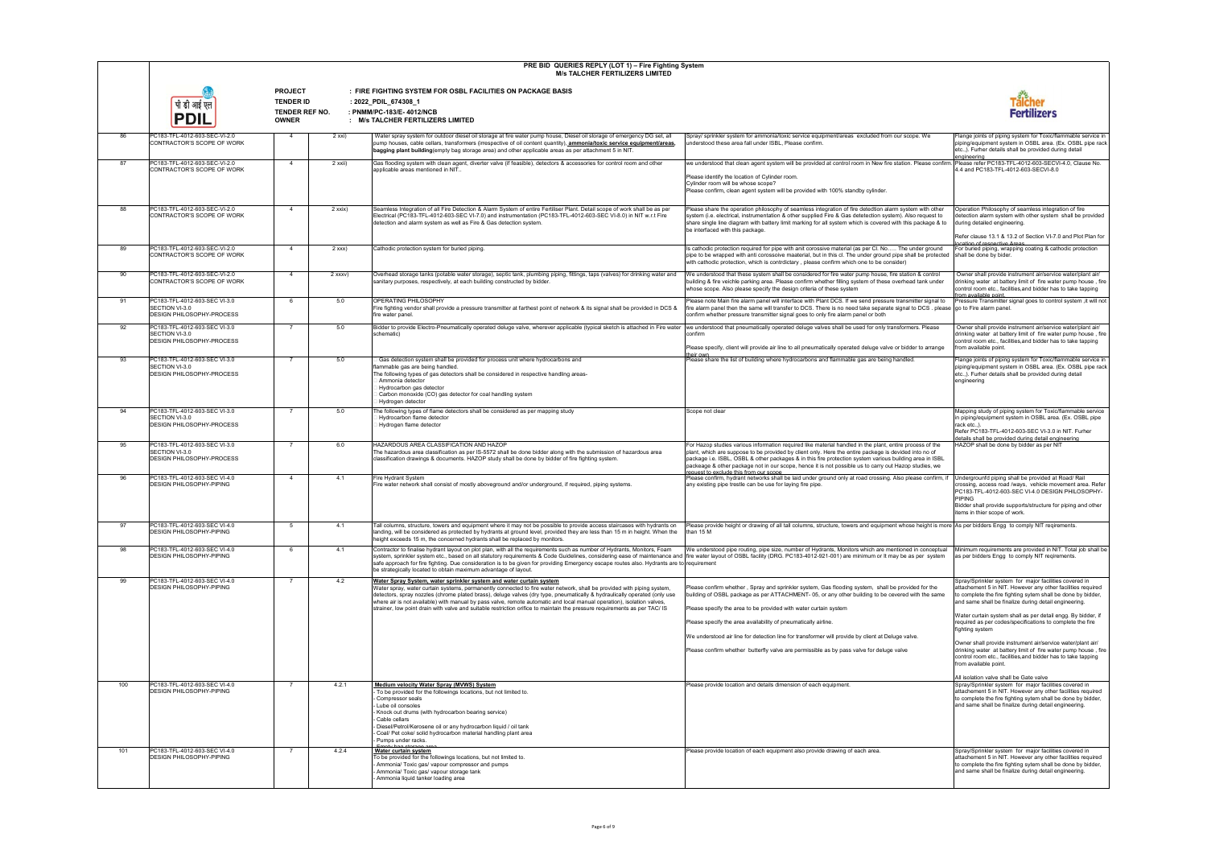PRE BID QUERIES REPLY (LOT 1) – Fire Fighting System
M/s TALCHER FERTILIZERS LIMITED

पी डी आई एल
PDIL

PROJECT : FIRE FIGHTING SYSTEM FOR OSBL FACILITIES ON PACKAGE BASIS
TENDER ID : 2022_PDIL_674308_1
TENDER REF NO. : PNMM/PC-183/E- 4012/NCB
OWNER : M/s TALCHER FERTILIZERS LIMITED

Talcher Fertilizers

| 86 | PC183-TFL-4012-603-SEC-VI-2.0 CONTRACTOR'S SCOPE OF WORK | 4 | 2 xxi) | Water spray system for outdoor diesel oil storage at fire water pump house, Diesel oil storage of emergency DG set, all pump houses, cable cellars, transformers (irrespective of oil content quantity), **ammonia/toxic service equipment/areas, bagging plant building**(empty bag storage area) and other applicable areas as per attachment 5 in NIT. | Spray/ sprinkler system for ammonia/toxic service equipment/areas excluded from our scope. We understood these area fall under ISBL, Please confirm. | Flange joints of piping system for Toxic/flammable service in piping/equipment system in OSBL area. (Ex. OSBL pipe rack etc.,). Furher details shall be provided during detail engineering |
|---|---|---|---|---|---|---|
| 87 | PC183-TFL-4012-603-SEC-VI-2.0 CONTRACTOR'S SCOPE OF WORK | 4 | 2 xxii) | Gas flooding system with clean agent, diverter valve (if feasible), detectors & accessories for control room and other applicable areas mentioned in NIT.. | we understood that clean agent system will be provided at control room in New fire station. Please confirm.<br><br>Please identify the location of Cylinder room.<br>Cylinder room will be whose scope?<br>Please confirm, clean agent system will be provided with 100% standby cylinder. | Please refer PC183-TFL-4012-603-SECVI-4.0, Clause No. 4.4 and PC183-TFL-4012-603-SECVI-8.0 |
| 88 | PC183-TFL-4012-603-SEC-VI-2.0 CONTRACTOR'S SCOPE OF WORK | 4 | 2 xxix) | Seamless Integration of all Fire Detection & Alarm System of entire Fertiliser Plant. Detail scope of work shall be as per Electrical (PC183-TFL-4012-603-SEC VI-7.0) and instrumentation (PC183-TFL-4012-603-SEC VI-8.0) in NIT w.r.t Fire detection and alarm system as well as Fire & Gas detection system. | Please share the operation philosophy of seamless integration of fire detection alarm system with other system (i.e. electrical, instrumentation & other supplied Fire & Gas detection system). Also request to share single line diagram with battery limit marking for all system which is covered with this package & to be interfaced with this package. | Operation Philosophy of seamless integration of fire detection alarm system with other system shall be provided during detailed engineering.<br><br>Refer clause 13.1 & 13.2 of Section VI-7.0 and Plot Plan for location of respective Areas |
| 89 | PC183-TFL-4012-603-SEC-VI-2.0 CONTRACTOR'S SCOPE OF WORK | 4 | 2 xxx) | Cathodic protection system for buried piping. | Is cathodic protection required for pipe with anit corossive material (as per Cl. No..... The under ground pipe to be wrapped with anti corossoive maaterial, but in this cl. The under ground pipe shall be protected with cathodic protection, which is contrdictary , please confirm which one to be consider) | For buried piping, wrapping coating & cathodic protection shall be done by bider. |
| 90 | PC183-TFL-4012-603-SEC-VI-2.0 CONTRACTOR'S SCOPE OF WORK | 4 | 2 xxxv) | Overhead storage tanks (potable water storage), septic tank, plumbing piping, fittings, taps (valves) for drinking water and sanitary purposes, respectively, at each building constructed by bidder. | We understood that these system shall be considered for fire water pump house, fire station & control building & fire veichle parking area. Please confirm whether filling system of these overhead tank under whose scope. Also please specify the design criteria of these system | Owner shall provide instrument air/service water/plant air/ drinking water at battery limit of fire water pump house , fire control room etc., facilities,and bidder has to take tapping from available point. |
| 91 | PC183-TFL-4012-603-SEC VI-3.0 SECTION VI-3.0 DESIGN PHILOSOPHY-PROCESS | 6 | 5.0 | OPERATING PHILOSOPHY<br>Fire fighting vendor shall provide a pressure transmitter at farthest point of network & its signal shall be provided in DCS & fire water panel. | Please note Main fire alarm panel will interface with Plant DCS. If we send pressure transmitter signal to fire alarm panel then the same will transfer to DCS. There is no need take separate signal to DCS . please confirm whether pressure transmitter signal goes to only fire alarm panel or both | Pressure Transmitter signal goes to control system ,it will not go to Fire alarm panel. |
| 92 | PC183-TFL-4012-603-SEC VI-3.0 SECTION VI-3.0 DESIGN PHILOSOPHY-PROCESS | 7 | 5.0 | Bidder to provide Electro-Pneumatically operated deluge valve, wherever applicable (typical sketch is attached in Fire water schematic) | we understood that pneumatically operated deluge valves shall be used for only transformers. Please confirm<br><br>Please specify, client will provide air line to all pneumatically operated deluge valve or bidder to arrange their own | Owner shall provide instrument air/service water/plant air/ drinking water at battery limit of fire water pump house , fire control room etc., facilities,and bidder has to take tapping from available point. |
| 93 | PC183-TFL-4012-603-SEC VI-3.0 SECTION VI-3.0 DESIGN PHILOSOPHY-PROCESS | 7 | 5.0 | Gas detection system shall be provided for process unit where hydrocarbons and flammable gas are being handled.<br>The following types of gas detectors shall be considered in respective handling areas-<br>Ammonia detector<br>Hydrocarbon gas detector<br>Carbon monoxide (CO) gas detector for coal handling system<br>Hydrogen detector | Please share the list of building where hydrocarbons and flammable gas are being handled. | Flange joints of piping system for Toxic/flammable service in piping/equipment system in OSBL area. (Ex. OSBL pipe rack etc.,). Furher details shall be provided during detail engineering |
| 94 | PC183-TFL-4012-603-SEC VI-3.0 SECTION VI-3.0 DESIGN PHILOSOPHY-PROCESS | 7 | 5.0 | The following types of flame detectors shall be considered as per mapping study<br>Hydrocarbon flame detector<br>Hydrogen flame detector | Scope not clear | Mapping study of piping system for Toxic/flammable service in piping/equipment system in OSBL area. (Ex. OSBL pipe rack etc.,).<br>Refer PC183-TFL-4012-603-SEC VI-3.0 in NIT. Furher details shall be provided during detail engineering |
| 95 | PC183-TFL-4012-603-SEC VI-3.0 SECTION VI-3.0 DESIGN PHILOSOPHY-PROCESS | 7 | 6.0 | HAZARDOUS AREA CLASSIFICATION AND HAZOP<br>The hazardous area classification as per IS-5572 shall be done bidder along with the submission of hazardous area classification drawings & documents. HAZOP study shall be done by bidder of fire fighting system. | For Hazop studies various information required like material handled in the plant, entire process of the plant, which are suppose to be provided by client only. Here the entire package is devided into no of package i.e. ISBL, OSBL & other packages & in this fire protection system various building area in ISBL packeage & other package not in our scope, hence it is not possible us to carry out Hazop studies, we request to exclude this from our scope | HAZOP shall be done by bidder as per NIT |
| 96 | PC183-TFL-4012-603-SEC VI-4.0 DESIGN PHILOSOPHY-PIPING | 4 | 4.1 | Fire Hydrant System<br>Fire water network shall consist of mostly aboveground and/or underground, if required, piping systems. | Please confirm, hydrant networks shall be laid under ground only at road crossing. Also please confirm, if any existing pipe trestle can be use for laying fire pipe. | Undergrounfd piping shall be provided at Road/ Rail crossing, access road /ways, vehicle movement area. Refer PC183-TFL-4012-603-SEC VI-4.0 DESIGN PHILOSOPHY-PIPING<br>Bidder shall provide supports/structure for piping and other items in thier scope of work. |
| 97 | PC183-TFL-4012-603-SEC VI-4.0 DESIGN PHILOSOPHY-PIPING | 5 | 4.1 | Tall columns, structure, towers and equipment where it may not be possible to provide access staircases with hydrants on landing, will be considered as protected by hydrants at ground level, provided they are less than 15 m in height. When the height exceeds 15 m, the concerned hydrants shall be replaced by monitors. | Please provide height or drawing of all tall columns, structure, towers and equipment whose height is more than 15 M | As per bidders Engg to comply NIT reqirements. |
| 98 | PC183-TFL-4012-603-SEC VI-4.0 DESIGN PHILOSOPHY-PIPING | 6 | 4.1 | Contractor to finalise hydrant layout on plot plan, with all the requirements such as number of Hydrants, Monitors, Foam system, sprinkler system etc., based on all statutory requirements & Code Guidelines, considering ease of maintenance and safe approach for fire fighting. Due consideration is to be given for providing Emergency escape routes also. Hydrants are to be strategically located to obtain maximum advantage of layout. | We understood pipe routing, pipe size, number of Hydrants, Monitors which are mentioned in conceptual fire water layout of OSBL facility (DRG. PC183-4012-921-001) are minimum or It may be as per system requirement | Minimum requirements are provided in NIT. Total job shall be as per bidders Engg to comply NIT reqirements. |
| 99 | PC183-TFL-4012-603-SEC VI-4.0 DESIGN PHILOSOPHY-PIPING | 7 | 4.2 | **Water Spray System, water sprinkler system and water curtain system**<br>Water spray, water curtain systems, permanently connected to fire water network, shall be provided with piping system, detectors, spray nozzles (chrome plated brass), deluge valves (dry type, pneumatically & hydraulically operated (only use where air is not available) with manual by pass valve, remote automatic and local manual operation), isolation valves, strainer, low point drain with valve and suitable restriction orifice to maintain the pressure requirements as per TAC/ IS | Please confirm whether , Spray and sprinkler system, Gas flooding system, shall be provided for the building of OSBL package as per ATTACHMENT- 05, or any other building to be cevered with the same<br><br>Please specify the area to be provided with water curtain system<br><br>Please specify the area availability of pneumatically airline.<br><br>We understood air line for detection line for transformer will provide by client at Deluge valve.<br><br>Please confirm whether butterfly valve are permissible as by pass valve for deluge valve | Spray/Sprinkler system for major facilities covered in attachement 5 in NIT. However any other facilities required to complete the fire fighting system shall be done by bidder, and same shall be finalize during detail engineering.<br><br>Water curtain system shall as per detail engg. By bidder, if required as per codes/specifications to complete the fire fighting system<br><br>Owner shall provide instrument air/service water/plant air/ drinking water at battery limit of fire water pump house , fire control room etc., facilities,and bidder has to take tapping from available point.<br><br>All isolation valve shall be Gate valve |
| 100 | PC183-TFL-4012-603-SEC VI-4.0 DESIGN PHILOSOPHY-PIPING | 7 | 4.2.1 | **Medium velocity Water Spray (MVWS) System**<br>- To be provided for the followings locations, but not limited to.<br>- Compressor seals<br>- Lube oil consoles<br>- Knock out drums (with hydrocarbon bearing service)<br>- Cable cellars<br>- Diesel/Petrol/Kerosene oil or any hydrocarbon liquid / oil tank<br>- Coal/ Pet coke/ solid hydrocarbon material handling plant area<br>- Pumps under racks.<br>- Empty bag storage area | Please provide location and details dimension of each equipment. | Spray/Sprinkler system for major facilities covered in attachement 5 in NIT. However any other facilities required to complete the fire fighting system shall be done by bidder, and same shall be finalize during detail engineering. |
| 101 | PC183-TFL-4012-603-SEC VI-4.0 DESIGN PHILOSOPHY-PIPING | 7 | 4.2.4 | **Water curtain system**<br>To be provided for the followings locations, but not limited to.<br>- Ammonia/ Toxic gas/ vapour compressor and pumps<br>- Ammonia/ Toxic gas/ vapour storage tank<br>- Ammonia liquid tanker loading area | Please provide location of each equipment also provide drawing of each area. | Spray/Sprinkler system for major facilities covered in attachement 5 in NIT. However any other facilities required to complete the fire fighting system shall be done by bidder, and same shall be finalize during detail engineering. |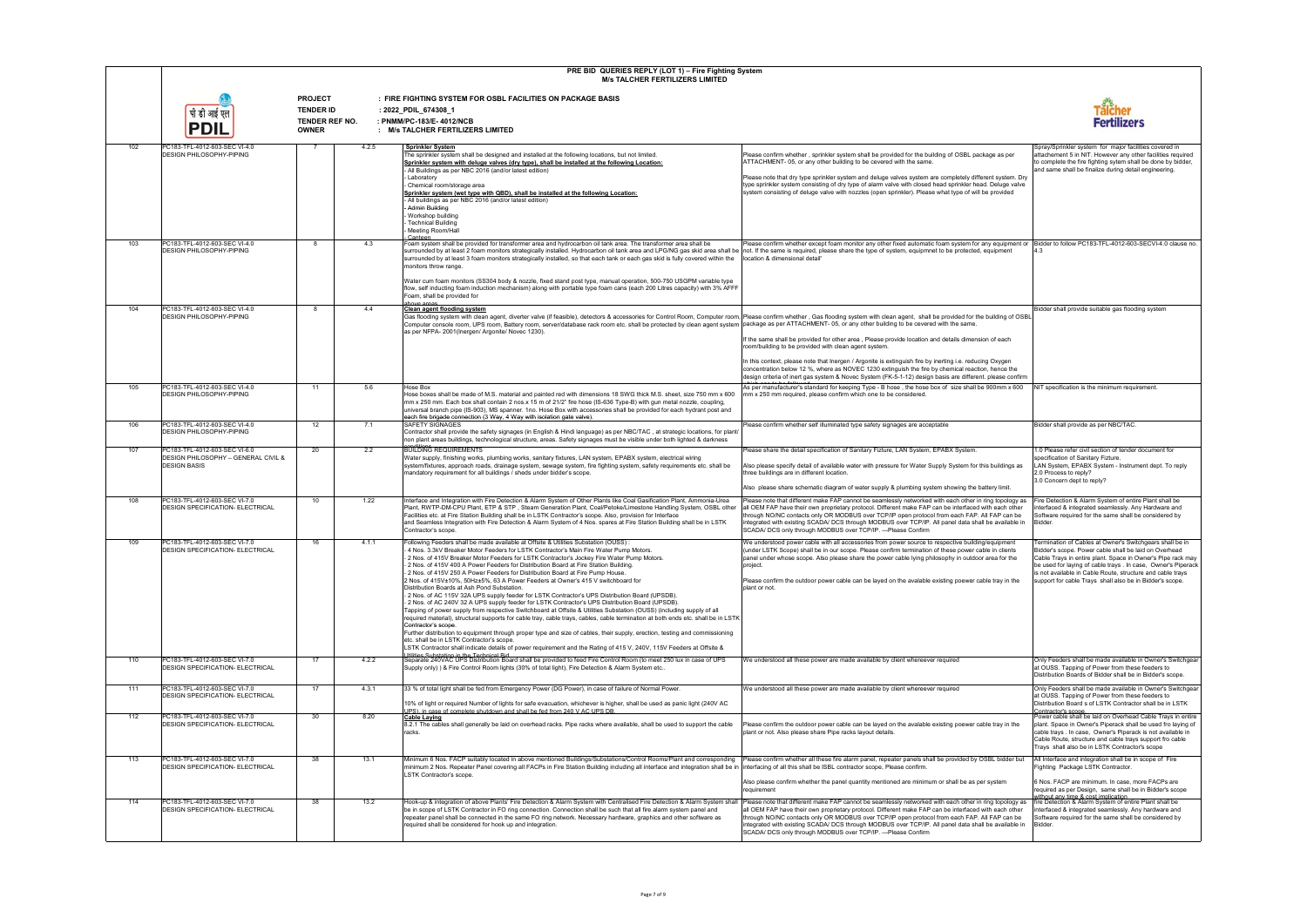# PRE BID QUERIES REPLY (LOT 1) – Fire Fighting System

## M/s TALCHER FERTILIZERS LIMITED

**PROJECT** : FIRE FIGHTING SYSTEM FOR OSBL FACILITIES ON PACKAGE BASIS

**TENDER ID** : 2022_PDIL_674308_1

**TENDER REF NO.** : PNMM/PC-183/E- 4012/NCB

**OWNER** : M/s TALCHER FERTILIZERS LIMITED

| Sl. No. | Document | Page | Clause | Tender Clause | Bidder's Query | Reply |
|---|---|---|---|---|---|---|
| 102 | PC183-TFL-4012-603-SEC VI-4.0 DESIGN PHILOSOPHY-PIPING | 7 | 4.2.5 | **Sprinkler System** The sprinkler system shall be designed and installed at the following locations, but not limited. **Sprinkler system with deluge valves (dry type), shall be installed at the following Location:** - All Buildings as per NBC 2016 (and/or latest edition) - Laboratory - Chemical room/storage area **Sprinkler system (wet type with QBD), shall be installed at the following Location:** - All buildings as per NBC 2016 (and/or latest edition) - Admin Building - Workshop building - Technical Building - Meeting Room/Hall - Canteen | Please confirm whether , sprinkler system shall be provided for the building of OSBL package as per ATTACHMENT- 05, or any other building to be covered with the same. Please note that dry type sprinkler system and deluge valves system are completely different system. Dry type sprinkler system consisting of dry type of alarm valve with closed head sprinkler head. Deluge valve system consisting of deluge valve with nozzles (open sprinkler). Please what type of will be provided | Spray/Sprinkler system for major facilities covered in attachement 5 in NIT. However any other facilities required to complete the fire fighting sytem shall be done by bidder, and same shall be finalize during detail engineering. |
| 103 | PC183-TFL-4012-603-SEC VI-4.0 DESIGN PHILOSOPHY-PIPING | 8 | 4.3 | Foam system shall be provided for transformer area and hydrocarbon oil tank area. The transformer area shall be surrounded by at least 2 foam monitors strategically installed. Hydrocarbon oil tank area and LPG/NG gas skid area shall be surrounded by at least 3 foam monitors strategically installed, so that each tank or each gas skid is fully covered within the monitors throw range. Water cum foam monitors (SS304 body & nozzle, fixed stand post type, manual operation, 500-750 USGPM variable type flow, self inducting foam induction mechanism) along with portable type foam cans (each 200 Litres capacity) with 3% AFFF Foam, shall be provided for above areas. | Please confirm whether except foam monitor any other fixed automatic foam system for any equipment or not. If the same is required, please share the type of system, equipmnet to be protected, equipment location & dimensional detail' | Bidder to follow PC183-TFL-4012-603-SECVI-4.0 clause no. 4.3 |
| 104 | PC183-TFL-4012-603-SEC VI-4.0 DESIGN PHILOSOPHY-PIPING | 8 | 4.4 | **Clean agent flooding system** Gas flooding system with clean agent, diverter valve (if feasible), detectors & accessories for Control Room, Computer room, Computer console room, UPS room, Battery room, server/database rack room etc. shall be protected by clean agent system as per NFPA- 2001(Inergen/ Argonite/ Novec 1230). | Please confirm whether , Gas flooding system with clean agent, shall be provided for the building of OSBL package as per ATTACHMENT- 05, or any other building to be covered with the same. If the same shall be provided for other area , Please provide location and details dimension of each room/building to be provided with clean agent system. In this context, please note that Inergen / Argonite is extinguish fire by inerting i.e. reducing Oxygen concentration below 12 %, where as NOVEC 1230 extinguish the fire by chemical reaction, hence the design criteria of inert gas system & Novec System (FK-5-1-12) design basis are different. please confirm which one to be considered. | Bidder shall provide suitable gas flooding system |
| 105 | PC183-TFL-4012-603-SEC VI-4.0 DESIGN PHILOSOPHY-PIPING | 11 | 5.6 | Hose Box Hose boxes shall be made of M.S. material and painted red with dimensions 18 SWG thick M.S. sheet, size 750 mm x 600 mm x 250 mm. Each box shall contain 2 nos.x 15 m of 21/2" fire hose (IS-636 Type-B) with gun metal nozzle, coupling, universal branch pipe (IS-903), MS spanner. 1no. Hose Box with accessories shall be provided for each hydrant post and each fire brigade connection (3 Way, 4 Way with isolation gate valve). | As per manufacturer's standard for keeping Type - B hose , the hose box of size shall be 900mm x 600 mm x 250 mm required, please confirm which one to be considered. | NIT specification is the minimum requirement. |
| 106 | PC183-TFL-4012-603-SEC VI-4.0 DESIGN PHILOSOPHY-PIPING | 12 | 7.1 | SAFETY SIGNAGES Contractor shall provide the safety signages (in English & Hindi language) as per NBC/TAC , at strategic locations, for plant/ non plant areas buildings, technological structure, areas. Safety signages must be visible under both lighted & darkness conditions. | Please confirm whether self illuminated type safety signages are acceptable | Bidder shall provide as per NBC/TAC. |
| 107 | PC183-TFL-4012-603-SEC VI-6.0 DESIGN PHILOSOPHY – GENERAL CIVIL & DESIGN BASIS | 20 | 2.2 | BUILDING REQUIREMENTS Water supply, finishing works, plumbing works, sanitary fixtures, LAN system, EPABX system, electrical wiring system/fixtures, approach roads, drainage system, sewage system, fire fighting system, safety requirements etc. shall be mandatory requirement for all buildings / sheds under bidder's scope. | Please share the detail specification of Sanitary Fizture, LAN System, EPABX System. Also please specify detail of available water with pressure for Water Supply System for this buildings as three buildings are in different location. Also please share schematic diagram of water supply & plumbing system showing the battery limit. | 1.0 Please refer civil section of tender document for specification of Sanitary Fizture. LAN System, EPABX System - Instrument dept. To reply 2.0 Process to reply? 3.0 Concern dept to reply? |
| 108 | PC183-TFL-4012-603-SEC VI-7.0 DESIGN SPECIFICATION- ELECTRICAL | 10 | 1.22 | Interface and Integration with Fire Detection & Alarm System of Other Plants like Coal Gasification Plant, Ammonia-Urea Plant, RWTP-DM-CPU Plant, ETP & STP , Steam Generation Plant, Coal/Petoke/Limestone Handling System, OSBL other Facilities etc. at Fire Station Building shall be in LSTK Contractor's scope. Also, provision for Interface and Seamless Integration with Fire Detection & Alarm System of 4 Nos. spares at Fire Station Building shall be in LSTK Contractor's scope. | Please note that different make FAP cannot be seamlessly networked with each other in ring topology as all OEM FAP have their own proprietary protocol. Different make FAP can be interfaced with each other through NO/NC contacts only OR MODBUS over TCP/IP open protocol from each FAP. All FAP can be integrated with existing SCADA/ DCS through MODBUS over TCP/IP. All panel data shall be available in SCADA/ DCS only through MODBUS over TCP/IP. ---Please Confirm | Fire Detection & Alarm System of entire Plant shall be interfaced & integrated seamlessly. Any Hardware and Software required for the same shall be considered by Bidder. |
| 109 | PC183-TFL-4012-603-SEC VI-7.0 DESIGN SPECIFICATION- ELECTRICAL | 16 | 4.1.1 | Following Feeders shall be made available at Offsite & Utilities Substation (OUSS) : - 4 Nos. 3.3kV Breaker Motor Feeders for LSTK Contractor's Main Fire Water Pump Motors. - 2 Nos. of 415V Breaker Motor Feeders for LSTK Contractor's Jockey Fire Water Pump Motors. - 2 Nos. of 415V 400 A Power Feeders for Distribution Board at Fire Station Building. - 2 Nos. of 415V 250 A Power Feeders for Distribution Board at Fire Pump House. 2 Nos. of 415V±10%, 50Hz±5%, 63 A Power Feeders at Owner's 415 V switchboard for Distribution Boards at Ash Pond Substation. - 2 Nos. of AC 115V 32A UPS supply feeder for LSTK Contractor's UPS Distribution Board (UPSDB). - 2 Nos. of AC 240V 32 A UPS supply feeder for LSTK Contractor's UPS Distribution Board (UPSDB). Tapping of power supply from respective Switchboard at Offsite & Utilities Substation (OUSS) (including supply of all required material), structural supports for cable tray, cable trays, cables, cable termination at both ends etc. shall be in LSTK Contractor's scope. Further distribution to equipment through proper type and size of cables, their supply, erection, testing and commissioning etc. shall be in LSTK Contractor's scope. LSTK Contractor shall indicate details of power requirement and the Rating of 415 V, 240V, 115V Feeders at Offsite & Utilities Substation in the Technical Bid. | We understood power cable with all accessories from power source to respective building/equipment (under LSTK Scope) shall be in our scope. Please confirm termination of these power cable in clients panel under whose scope. Also please share the power cable lying philosophy in outdoor area for the project. Please confirm the outdoor power cable can be layed on the avilable existing poewer cable tray in the plant or not. | Termination of Cables at Owner's Switchgears shall be in Bidder's scope. Power cable shall be laid on Overhead Cable Trays in entire plant. Space in Owner's Pipe rack may be used for laying of cable trays . In case, Owner's Piperack is not available in Cable Route, structure and cable trays support for Cable Trays shall also be in Bidder's scope. |
| 110 | PC183-TFL-4012-603-SEC VI-7.0 DESIGN SPECIFICATION- ELECTRICAL | 17 | 4.2.2 | Separate 240VAC UPS Distribution Board shall be provided to feed Fire Control Room (to meet 250 lux in case of UPS Supply only) ) & Fire Control Room lights (30% of total light), Fire Detection & Alarm System etc.. | We understood all these power are made available by client whereever required | Only Feeders shall be made available in Owner's Switchgear at OUSS. Tapping of Power from these feeders to Distribution Boards of Bidder shall be in Bidder's scope. |
| 111 | PC183-TFL-4012-603-SEC VI-7.0 DESIGN SPECIFICATION- ELECTRICAL | 17 | 4.3.1 | 33 % of total light shall be fed from Emergency Power (DG Power), in case of failure of Normal Power. 10% of light or required Number of lights for safe evacuation, whichever is higher, shall be used as panic light (240V AC UPS), in case of complete shutdown and shall be fed from 240 V AC UPS DB. | We understood all these power are made available by client whereever required | Only Feeders shall be made available in Owner's Switchgear at OUSS. Tapping of Power from these feeders to Distribution Board s of LSTK Contractor shall be in LSTK Contractor's scope |
| 112 | PC183-TFL-4012-603-SEC VI-7.0 DESIGN SPECIFICATION- ELECTRICAL | 30 | 8.20 | **Cable Laying** 8.2.1 The cables shall generally be laid on overhead racks. Pipe racks where available, shall be used to support the cable racks. | Please confirm the outdoor power cable can be layed on the avilable existing poewer cable tray in the plant or not. Also please share Pipe racks layout details. | Power cable shall be laid on Overhead Cable Trays in entire plant. Space in Owner's Piperack shall be used fro laying of cable trays . In case, Owner's Piperack is not available in Cable Route, structure and cable trays support fro cable Trays shall also be in LSTK Contractor's scope |
| 113 | PC183-TFL-4012-603-SEC VI-7.0 DESIGN SPECIFICATION- ELECTRICAL | 38 | 13.1 | Minimum 6 Nos. FACP suitably located in above mentioned Buildings/Substations/Control Rooms/Plant and corresponding minimum 2 Nos. Repeater Panel covering all FACPs in Fire Station Building including all interface and integration shall be in LSTK Contractor's scope. | Please confirm whether all these fire alarm panel, repeater panels shall be provided by OSBL bidder but interfacing of all this shall be ISBL contractor scope, Please confirm. Also please confirm whether the panel quantity mentioned are minimum or shall be as per system requirement | All Interface and integration shall be in scope of Fire Fighting Package LSTK Contractor. 6 Nos. FACP are minimum. In case, more FACPs are required as per Design, same shall be in Bidder's scope without any time & cost implication. |
| 114 | PC183-TFL-4012-603-SEC VI-7.0 DESIGN SPECIFICATION- ELECTRICAL | 38 | 13.2 | Hook-up & integration of above Plants' Fire Detection & Alarm System with Centralised Fire Detection & Alarm System shall be in scope of LSTK Contractor in FO ring connection. Connection shall be such that all fire alarm system panel and repeater panel shall be connected in the same FO ring network. Necessary hardware, graphics and other software as required shall be considered for hook up and integration. | Please note that different make FAP cannot be seamlessly networked with each other in ring topology as all OEM FAP have their own proprietary protocol. Different make FAP can be interfaced with each other through NO/NC contacts only OR MODBUS over TCP/IP open protocol from each FAP. All FAP can be integrated with existing SCADA/ DCS through MODBUS over TCP/IP. All panel data shall be available in SCADA/ DCS only through MODBUS over TCP/IP. ---Please Confirm | Fire Detection & Alarm System of entire Plant shall be interfaced & integrated seamlessly. Any Hardware and Software required for the same shall be considered by Bidder. |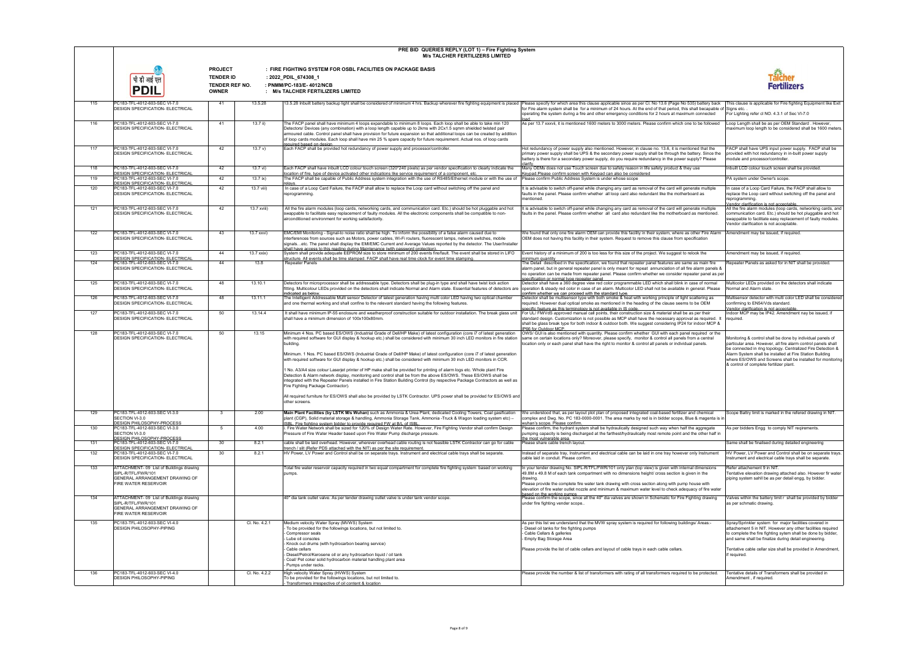# PRE BID QUERIES REPLY (LOT 1) – Fire Fighting System
## M/s TALCHER FERTILIZERS LIMITED

पी डी आई एल
PDIL

PROJECT : FIRE FIGHTING SYSTEM FOR OSBL FACILITIES ON PACKAGE BASIS
TENDER ID : 2022_PDIL_674308_1
TENDER REF NO. : PNMM/PC-183/E- 4012/NCB
OWNER : M/s TALCHER FERTILIZERS LIMITED

Talcher Fertilizers

| 115 | PC183-TFL-4012-603-SEC VI-7.0 DESIGN SPECIFICATION- ELECTRICAL | 41 | 13.5.28 | 13.5.28 Inbuilt battery backup light shall be considered of minimum 4 hrs. Backup wherever fire fighting equipment is placed | Please specify for which area this clause applicable since as per Cl. No 13.6 (Page No 535) battery back for Fire alarm system shall be for a minimum of 24 hours. At the end of that period, this shall becapable of operating the system during a fire and other emergency conditions for 2 hours at maximum connected load. | This clause is applicable for Fire fighting Equipment like Exit Signs etc. . For Lighting refer cl NO. 4.3.1 of Sec VI-7.0 |
|---|---|---|---|---|---|---|
| 116 | PC183-TFL-4012-603-SEC VI-7.0 DESIGN SPECIFICATION- ELECTRICAL | 41 | 13.7 ii) | The FACP panel shall have minimum 4 loops expandable to minimum 8 loops. Each loop shall be able to take min 120 Detectors/ Devices (any combination) with a loop length capable up to 2kms with 2Cx1.5 sqmm shielded twisted pair armoured cable. Control panel shall have provision for future expansion so that additional loops can be created by addition of loop cards modules. Each loop shall have min 25 % spare capacity for future requirement. Actual nos. of loop cards required based on design | As per 13.7 xxxvi, it is mentioned 1600 meters to 3000 meters. Please confirm which one to be followed | Loop Length shall be as per OEM Standard . However, maximum loop length to be considered shall be 1600 meters. |
| 117 | PC183-TFL-4012-603-SEC VI-7.0 DESIGN SPECIFICATION- ELECTRICAL | 42 | 13.7 v) | Each FACP shall be provided hot redundancy of power supply and processor/controller. | Hot redundancy of power supply also mentioned. However, in clause no. 13.6, it is mentioned that the primary power supply shall be UPS & the secondary power supply shall be through the battery. Since the battery is there for a secondary power supply, do you require redundancy in the power supply? Please clarify. | FACP shall have UPS input power supply. FACP shall be provided with hot redundancy in in-built power supply module and processor/controller. |
| 118 | PC183-TFL-4012-603-SEC VI-7.0 DESIGN SPECIFICATION- ELECTRICAL | 42 | 13.7 vi) | Each FACP shall have inbuilt LCD colour touch screen (320*240 pixels) as per vendor specification to clearly indicate the location of fire, type of device activated other indications like service requirement of a component, etc. | Many OEMs does not use Touch screen due to safety reason in life safety product & they use Keypad.Please confirm screen with Keypad can also be considered | Inbuilt LCD colour touch screen shall be provided. |
| 119 | PC183-TFL-4012-603-SEC VI-7.0 DESIGN SPECIFICATION- ELECTRICAL | 42 | 13.7 ix) | The FACP shall be capable of Public Address system integration with the use of RS485/Ethernet module or with the use of relays. | Please confirm Public Address System is under whose scope | PA system under Owner's scope. |
| 120 | PC183-TFL-4012-603-SEC VI-7.0 DESIGN SPECIFICATION- ELECTRICAL | 42 | 13.7 viii) | In case of a Loop Card Failure, the FACP shall allow to replace the Loop card without switching off the panel and reprogramming. | It is advisable to switch off-panel while changing any card as removal of the card will generate multiple faults in the panel. Please confirm whether all loop card also redundant like the motherboard as mentioned. | In case of a Loop Card Failure, the FACP shall allow to replace the Loop card without switching off the panel and reprogramming. Vendor clarification is not acceptable. |
| 121 | PC183-TFL-4012-603-SEC VI-7.0 DESIGN SPECIFICATION- ELECTRICAL | 42 | 13.7 xviii) | All the fire alarm modules (loop cards, networking cards, and communication card. Etc.) should be hot pluggable and hot swappable to facilitate easy replacement of faulty modules. All the electronic components shall be compatible to non-airconditioned environment for working satisfactorily. | It is advisable to switch off-panel while changing any card as removal of the card will generate multiple faults in the panel. Please confirm whether all card also redundant like the motherboard as mentioned. | All the fire alarm modules (loop cards, networking cards, and communication card. Etc.) should be hot pluggable and hot swappable to facilitate easy replacement of faulty modules. Vendor clarification is not acceptable. |
| 122 | PC183-TFL-4012-603-SEC VI-7.0 DESIGN SPECIFICATION- ELECTRICAL | 43 | 13.7 xxvi) | EMC/EMI Monitoring - Signal-to noise ratio shall be high. To inform the possibility of a false alarm caused due to interferences from sources such as Motors, power cables, Wi-Fi routers, fluorescent lamps, network switches, mobile signals…etc. The panel shall display the EMI/EMC Current and Average Values reported by the detector. The User/Installer shall have access to this reading during Maintenance (with password protection). | We found that only one fire alarm OEM can provide this facility in their system, where as other Fire Alarm OEM does not having this facility in their system. Request to remove this clause from specification | Amendment may be issued, if required. |
| 123 | PC183-TFL-4012-603-SEC VI-7.0 DESIGN SPECIFICATION- ELECTRICAL | 44 | 13.7 xxix) | System shall provide adequate EEPROM size to store minimum of 200 events fire/fault. The event shall be stored in LIFO structure. All events shall be time stamped. FACP shall have real time clock for event time stamping. | Event history of a minimum of 200 is too less for this size of the project. We suggest to relook the minimum quantity | Amendment may be issued, if required. |
| 124 | PC183-TFL-4012-603-SEC VI-7.0 DESIGN SPECIFICATION- ELECTRICAL | 44 | 13.8 | Repeater Panels | The Detail described in the specification, we found that repeater panel features are same as main fire alarm panel, but in general repeater panel is only meant for repeat annunciation of all fire alarm panels & no operation can be made from repeater panel. Please confirm whether we consider repeater panel as per specification or normal type repeater panel | Repeater Panels as asked for in NIT shall be provided. |
| 125 | PC183-TFL-4012-603-SEC VI-7.0 DESIGN SPECIFICATION- ELECTRICAL | 48 | 13.10.1 | Detectors for microprocessor shall be addressable type. Detectors shall be plug-in type and shall have twist lock action fitting. Multicolour LEDs provided on the detectors shall indicate Normal and Alarm state. Essential features of detectors are indicated as below. | Detector shall have a 360 degree view red color programmable LED which shall blink in case of normal operation & steady red color in case of an alarm. Multicolor LED shall not be available in general. Please confirm whether we can proceed with the standard type. | Multicolor LEDs provided on the detectors shall indicate Normal and Alarm state. |
| 126 | PC183-TFL-4012-603-SEC VI-7.0 DESIGN SPECIFICATION- ELECTRICAL | 48 | 13.11.1 | The Intelligent Addressable Multi sensor Detector of latest generation having multi color LED having two optical chamber and one thermal working and shall confine to the relevant standard having the following features. | Detector shall be multisensor type with both smoke & heat with working principle of light scattering as required. However dual optical smoke as mentioned in the heading of the clause seems to be OEM specific feature as this terminology is not available in IS code. | Multisensor detector with multi color LED shall be considered confirming to EN54/Vds standard. Vendor clarification is not acceptable. |
| 127 | PC183-TFL-4012-603-SEC VI-7.0 DESIGN SPECIFICATION- ELECTRICAL | 50 | 13.14.4 | It shall have minimum IP-55 enclosure and weatherproof construction suitable for outdoor installation. The break glass unit shall have a minimum dimension of 100x100x80mm. | For UL/ FM/VdS approved manual call points, their construction size & material shall be as per their standard design. Customization is not possible as MCP shall have the necessary approval as required. It shall be glass break type for both indoor & outdoor both. We suggest considering IP24 for indoor MCP & IP66 for Outdoor MCP. | Indoor MCP may be IP42. Amendment may be issued, if required. |
| 128 | PC183-TFL-4012-603-SEC VI-7.0 DESIGN SPECIFICATION- ELECTRICAL | 50 | 13.15 | Minimum 4 Nos. PC based ES/OWS (Industrial Grade of Dell/HP Make) of latest configuration (core i7 of latest generation with required software for GUI display & hookup etc.) shall be considered with minimum 30 inch LED monitors in fire station building.<br><br>Minimum. 1 Nos. PC based ES/OWS (Industrial Grade of Dell/HP Make) of latest configuration (core i7 of latest generation with required software for GUI display & hookup etc.) shall be considered with minimum 30 inch LED monitors in CCR.<br><br>1 No. A3/A4 size colour Laserjet printer of HP make shall be provided for printing of alarm logs etc. Whole plant Fire Detection & Alarm network display, monitoring and control shall be from the above ES/OWS. These ES/OWS shall be integrated with the Repeater Panels installed in Fire Station Building Control (by respective Package Contractors as well as Fire Fighting Package Contractor).<br><br>All required furniture for ES/OWS shall also be provided by LSTK Contractor. UPS power shall be provided for ES/OWS and other screens. | OWS/ GUI is also mentioned with quantity. Please confirm whether GUI with each panel required or the same on certain locations only? Moreover, please specify, monitor & control all panels from a central location only or each panel shall have the right to monitor & control all panels or individual panels. | Monitoring & control shall be done by individual panels of particular area. However, all fire alarm control panels shall be connected in ring topology. Centralized Fire Detection & Alarm System shall be installed at Fire Station Building where ES/OWS and Screens shall be installed for monitoring & control of complete fertilizer plant. |
| 129 | PC183-TFL-4012-603-SEC VI-3.0 SECTION VI-3.0 DESIGN PHILOSOPHY-PROCESS | 3 | 2.00 | **Main Plant Facilities (by LSTK M/s Wuhan)** such as Ammonia & Urea Plant, dedicated Cooling Towers, Coal gasification plant (CGP), Solid material storage & handling, Ammonia Storage Tank, Ammonia -Truck & Wagon loading system etc) – ISBL. Fire fighting system bidder to provide required FW at B/L of ISBL. | We understood that, as per layout plot plan of proposed integrated coal-based fertilizer and chemical complex and Dwg. No. PC 183-0000-0001. The area marks by red is in bidder scope, Blue & magenta is in wuhan's scope. Please confirm. | Scope Battry limit is marked in the refered drawing in NIT. |
| 130 | PC183-TFL-4012-603-SEC VI-3.0 SECTION VI-3.0 DESIGN PHILOSOPHY-PROCESS | 5 | 4.00 | i. Fire Water Network shall be sized for 120% of Design Water Rate. However, Fire Fighting Vendor shall confirm Design Pressure of Fire Water Header based upon Fire Water Pump discharge pressure. | Please confirm, the hydrant system shall be hydraulically designed such way when half the aggregate pumping capacity is being discharged at the farthest/hydraulically most remote point and the other half in the most vulnerable area. | As per bidders Engg to comply NIT reqirements. |
| 131 | PC183-TFL-4012-603-SEC VI-7.0 DESIGN SPECIFICATION- ELECTRICAL | 30 | 8.2.1 | cable shall be laid overhead. However, wherever overhead cable routing is not feasible LSTK Contractor can go for cable trench / slit (Refer PDS attached with the NIT) as per the site requirement. | Please share cable trench layout. | Same shall be finalised during detailed engineering |
| 132 | PC183-TFL-4012-603-SEC VI-7.0 DESIGN SPECIFICATION- ELECTRICAL | 30 | 8.2.1 | HV Power, LV Power and Control shall be on separate trays. Instrument and electrical cable trays shall be separate. | Instead of separate tray, Instrument and electrical cable can be laid in one tray however only Instrument cable laid in conduit. Please confirm. | HV Power, LV Power and Control shall be on separate trays. Instrument and electrical cable trays shall be separate. |
| 133 | ATTACHMENT- 09 List of Buildings drawing SIPL-R/TFL/FWR/101 GENERAL ARRANGEMENT DRAWING OF FIRE WATER RESERVOIR | | | Total fire water reservoir capacity required in two equal compartment for complete fire fighting system based on working pumps. | In your tender drawing No. SIPL-R/TFL/FWR/101 only plan (top view) is given with internal dimensions 49.8M x 49.8 M of each tank compartment with no dimensions height/ cross section is given in the drawing.<br>Please provide the complete fire water tank drawing with cross section along with pump house with elevation of fire water outlet nozzle and minimum & maximum water level to check adequacy of fire water based on the working pumps | Refer attachement 9 in NIT. Tentative elevation drawing attached also. However fir water piping system sahll be as per detail engg, by bidder. |
| 134 | ATTACHMENT- 09 List of Buildings drawing SIPL-R/TFL/FWR/101 GENERAL ARRANGEMENT DRAWING OF FIRE WATER RESERVOIR | | | 40" dia tank outlet valve. As per tender drawing outlet valve is under tank vendor scope. | Please confirm the scope, since all the 40" dia valves are shown in Schematic for Fire Fighting drawing under fire fighting vendor scope.. | Valves within the battery limit r shall be provided by bidder as per schmatic drawing. |
| 135 | PC183-TFL-4012-603-SEC VI-4.0 DESIGN PHILOSOPHY-PIPING | | Cl. No. 4.2.1 | Medium velocity Water Spray (MVWS) System<br>- To be provided for the followings locations, but not limited to.<br>- Compressor seals<br>- Lube oil consoles<br>- Knock out drums (with hydrocarbon bearing service)<br>- Cable cellars<br>- Diesel/Petrol/Kerosene oil or any hydrocarbon liquid / oil tank<br>- Coal/ Pet coke/ solid hydrocarbon material handling plant area<br>- Pumps under racks. | As per this list we understand that the MVW spray system is required for following buildings/ Areas:-<br>- Diesel oil tanks for fire fighting pumps<br>- Cable Cellars & galleries<br>- Empty Bag Storage Area<br><br>Please provide the list of cable cellars and layout of cable trays in each cable cellars. | Spray/Sprinkler system for major facilities covered in attachement 5 in NIT. However any other facilities required to complete the fire fighting sytem shall be done by bidder, and same shall be finalize during detail engineering.<br><br>Tentative cable cellar size shall be provided in Amendment, if required. |
| 136 | PC183-TFL-4012-603-SEC VI-4.0 DESIGN PHILOSOPHY-PIPING | | Cl. No. 4.2.2 | High velocity Water Spray (HVWS) System<br>To be provided for the followings locations, but not limited to.<br>- Transformers irrespective of oil content & location | Please provide the number & list of transformers with rating of all transformers required to be protected. | Tentative details of Transformers shall be provided in Amendment , if required. |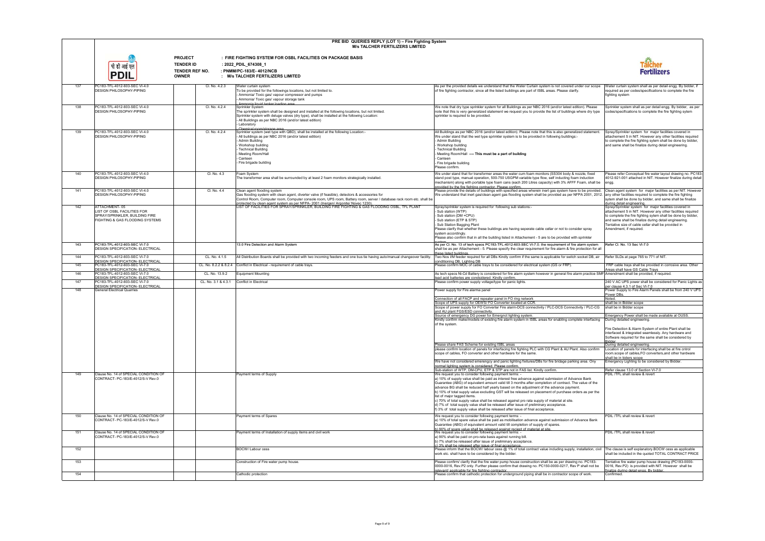# PRE BID QUERIES REPLY (LOT 1) – Fire Fighting System
## M/s TALCHER FERTILIZERS LIMITED

पी डी आई एल
PDIL

**PROJECT** : FIRE FIGHTING SYSTEM FOR OSBL FACILITIES ON PACKAGE BASIS
**TENDER ID** : 2022_PDIL_674308_1
**TENDER REF NO.** : PNMM/PC-183/E- 4012/NCB
**OWNER** : M/s TALCHER FERTILIZERS LIMITED

Talcher Fertilizers

| | | | | | | |
|---|---|---|---|---|---|---|
| 137 | PC183-TFL-4012-603-SEC VI-4.0 DESIGN PHILOSOPHY-PIPING | | Cl. No. 4.2.3 | Water curtain system<br>To be provided for the followings locations, but not limited to.<br>- Ammonia/ Toxic gas/ vapour compressor and pumps<br>- Ammonia/ Toxic gas/ vapour storage tank<br>- Ammonia liquid tanker loading area | As per the provided details we understand that the Water Curtain system is not covered under our scope of fire fighting contractor, since all the listed buildings are part of ISBL areas. Please clarify. | Water curtain system shall as per detail engg. By bidder, if required as per codes/specifications to complete the fire fighting system |
| 138 | PC183-TFL-4012-603-SEC VI-4.0 DESIGN PHILOSOPHY-PIPING | | Cl. No. 4.2.4 | Sprinkler System<br>The sprinkler system shall be designed and installed at the following locations, but not limited.<br>Sprinkler system with deluge valves (dry type), shall be installed at the following Location:<br>- All Buildings as per NBC 2016 (and/or latest edition)<br>- Laboratory<br>- Chemical room/storage area | We note that dry type sprinkler system for all Buildings as per NBC 2016 (and/or latest edition). Please note that this is very generalized statement we request you to provide the list of buildings where dry type sprinkler is required to be provided. | Sprinkler system shall be as per detail engg. By bidder. as per codes/specifications to complete the fire fighting sytem |
| 139 | PC183-TFL-4012-603-SEC VI-4.0 DESIGN PHILOSOPHY-PIPING | | Cl. No. 4.2.4 | Sprinkler system (wet type with QBD), shall be installed at the following Location:-<br>- All buildings as per NBC 2016 (and/or latest edition)<br>- Admin Building<br>- Workshop building<br>- Technical Building<br>- Meeting Room/Hall<br>- Canteen<br>- Fire brigade building | All Buildings as per NBC 2016 (and/or latest edition). Please note that this is also generalized statement. We under stand that the wet type sprinkler system is to be provided in following buildings:-<br>- Admin Building<br>- Workshop building<br>- Technical Building<br>- Meeting Room/Hall ---- This must be a part of building<br>- Canteen<br>- Fire brigade building<br>Please confirm. | Spray/Sprinkler system for major facilities covered in attachement 5 in NIT. However any other facilities required to complete the fire fighting sytem shall be done by bidder, and same shall be finalize during detail engineering. |
| 140 | PC183-TFL-4012-603-SEC VI-4.0 DESIGN PHILOSOPHY-PIPING | | Cl. No. 4.3 | Foam System<br>The transformer area shall be surrounded by at least 2 foam monitors strategically installed. | We under stand that for transformer areas the water cum foam monitors (SS304 body & nozzle, fixed stand post type, manual operation, 500-750 USGPM variable type flow, self inducting foam induction mechanism) along with portable type foam cans (each 200 Litres capacity) with 3% AFFF Foam, shall be provided by the fire fighting contractor. Please confirm. | Please refer Conceptual fire water layout drawing no. PC183-4012-921-001 attached in NIT. However finalize during detail engg. |
| 141 | PC183-TFL-4012-603-SEC VI-4.0 DESIGN PHILOSOPHY-PIPING | | Cl. No. 4.4 | Clean agent flooding system<br>Gas flooding system with clean agent, diverter valve (if feasible), detectors & accessories for Control Room, Computer room, Computer console room, UPS room, Battery room, server / database rack room etc. shall be protected by clean agent system as per NFPA- 2001 (Inergen/ Argonite/ Novec 1230). | Please provide the details of buildings with specified areas wherein inert gas system have to be provided. We understand that inert gas/clean agent gas flooding system shall be provided as per NFPA 2001, 2012. | Clean agent system for major facilities as per NIT. However any other facilities required to complete the fire fighting sytem shall be done by bidder, and same shall be finalize during detail engineering. |
| 142 | ATTACHMENT- 05 LIST OF OSBL FACILITIES FOR SPRAY/SPRINKLER, BUILDING FIRE FIGHTING & GAS FLOODING SYSTEMS | | | LIST OF FACILITIES FOR SPRAY/SPRINKLER, BUILDING FIRE FIGHTING & GAS FLOODING OSBL, TFL PLANT | Spray/sprinkler system is required for following sub stations:-<br>- Sub station (WTP)<br>- Sub station (DM +CPU)<br>- Sub station (ETP & STP)<br>- Sub Station Bagging Plant<br>Please clarify that whether these buildings are having seperate cable cellar or not to consider spray system accordingly.<br>Please also confirm that in all the building listed in Attachement - 5 are to be provided with sprinkler system. | Spray/Sprinkler system for major facilities covered in attachement 5 in NIT. However any other facilities required to complete the fire fighting sytem shall be done by bidder, and same shall be finalize during detail engineering. Tentative size of cable cellar shall be provided in Amendment, if required. |
| 143 | PC183-TFL-4012-603-SEC VI-7.0 DESIGN SPECIFICATION- ELECTRICAL | | | 13.0 Fire Detection and Alarm System | As per Cl. No. 13 of tech specs PC183-TFL-4012-603-SEC VI-7.0. the requirement of fire alarm system shall be as per Attachment - 5. Please specify the clear requirement for fire alarm & fire protection for all these listed buildings. | Refer Cl. No. 13 Sec VI-7.0 |
| 144 | PC183-TFL-4012-603-SEC VI-7.0 DESIGN SPECIFICATION- ELECTRICAL | | CL. No. 4.1.5 | All Distribution Boards shall be provided with two incoming feeders and one bus tie having auto/manual changeover facility. | Two Nos I/M feeder required for all DBs Kindly confirm if the same is applicable for switch socket DB, air conditioning DB, Lighting DB | Refer SLDs at page 765 to 771 of NIT. |
| 145 | PC183-TFL-4012-603-SEC VI-7.0 DESIGN SPECIFICATION- ELECTRICAL | | CL. No. 8.2.2 & 8.2.4 | Conflict in Electrical - requirement of cable trays. | Please confirm MOC of cable trays to be considered for electrical system (GS or FRP). | FRP cable trays shall be provided in corrosive area. Other Areas shall have GS Cable Trays |
| 146 | PC183-TFL-4012-603-SEC VI-7.0 DESIGN SPECIFICATION- ELECTRICAL | | CL. No. 13.9.2 | Equipment Mounting | As tech specs Ni-Cd Battery is considered for fire alarm system however in general fire alarm practice SMF lead acid batteries are condsidered. Kindly confirm. | Amendment shall be provided, if required. |
| 147 | PC183-TFL-4012-603-SEC VI-7.0 DESIGN SPECIFICATION- ELECTRICAL | | CL. No. 3.1 & 4.3.1 | Conflict in Electrical | Please confirm power supply voltage/type for panic lights. | 240 V AC UPS power shall be considered for Panic Lights as per clause 4.3.1 of Sec VI-7.0 |
| 148 | General Electrical Quaries | | | | Power supply for Fire alarma panel | Power Supply to Fire Alarm Panels shall be from 240 V UPS Power DBs. |
| | | | | | Connection of all FACP and repeater panel in FO ring network | Noted. |
| | | | | | Scope of UPS supply for OEWS/ FO Converter located at CCR. | shall be in Bidder scope |
| | | | | | Scope of power supply for FO Converter Fire alarm-DCS connectivity / PLC-DCS Connectivity / PLC-CG and AU plant FGS/ESD connectivity. | shall be in Bidder scope |
| | | | | | Source of emergency DG power for Emergnct lighting system. | Emergency Power shall be made available at OUSS. |
| | | | | | Kindly confirm make/models of existing fire alarm system in ISBL areas for enabling complete interfacing of the system. | During detailed engineering.<br>Fire Detection & Alarm System of entire Plant shall be interfaced & integrated seamlessly. Any hardware and Software required for the same shall be considered by Bidder. |
| | | | | | Please share FAS Scheme for existing ISBL areas | During detailed engineering. |
| | | | | | please confirm location of panels for interfacing fire fighting PLC with CG Plant & AU Plant. Also confirm scope of cables, FO converter and other hardware for the same. | Location of panels for interfacing shall be at fire cntrol room.scope of cables,FO converters,and other hardware shall be in biders scope |
| | | | | | We have not considered emerengcy and panic lighting fixitures/DBs for fire bridage parking area. Ony normal lighting system is considered. Please confirm. | Emergency Lighting to be considered by Bidder. |
| | | | | | Sub-station of WTP, DM-CPU, ETP & STP are not in FAS list. Kindly confirm. | Refer clause 13.0 of Section VI-7.0 |
| 149 | Clause No. 14 of SPECIAL CONDITION OF CONTRACT- PC-183/E-4012/S-V Rev.0 | | | Payment terms of Supply | We request you to consider following payment terms: -<br>a) 10% of supply value shall be paid as interest free advance against submission of Advance Bank Guarantee (ABG) of equivalent amount valid till 3 months after completion of contract. The value of the advance BG shall be reduced half yearly based on the adjustment of the advance payment.<br>b) 10% of total supply value excluding GST will be released on placement of purchase orders as per the list of major tagged items.<br>c) 70% of total supply value shall be released against pro rata supply of material at site.<br>d) 7% of total supply value shall be released after issue of preliminary acceptance.<br>f) 3% of total supply value shall be released after issue of final acceptance. | PDIL /TFL shall review & revert |
| 150 | Clause No. 14 of SPECIAL CONDITION OF CONTRACT- PC-183/E-4012/S-V Rev.0 | | | Payment terms of Spares | We request you to consider following payment terms: -<br>a) 10% of total spare value shall be paid as mobilisation advance against submission of Advance Bank Guarantee (ABG) of equivalent amount valid till completion of supply of spares.<br>b) 90% of spare value shall be released against reciept of material at site. | PDIL /TFL shall review & revert |
| 151 | Clause No. 14 of SPECIAL CONDITION OF CONTRACT- PC-183/E-4012/S-V Rev.0 | | | Payment terms of Installation of supply items and civil work | We request you to consider following payment terms: -<br>a) 90% shall be paid on pro-rata basis against running bill.<br>b) 7% shall be released after issue of preliminary acceptance.<br>c) 3% shall be released after issue of final acceptance. | PDIL /TFL shall review & revert |
| 152 | | | | BOCW/ Labour cess | Please inform that the BOCW/ labour cess @ 1% of total contract value including supply, installation, civil work etc. shall have to be considered by the bidder. | The clause is self explanatory.BOCW cess as applicable shall be included in the quoted TOTAL CONTRACT PRICE |
| 153 | | | | Construction of Fire water pump house. | Please confirm/ clarify that the fire water pump house construction shall be as per drawing no. PC183-0000-0016, Rev.P2 only. Further please confirm that drawing no. PC150-0000-0217, Rev P shall not be relevant/ applicable for fire fighting contractor. | Tentative fire water pump house drawing (PC183-0000-0016, Rev.P2) is provided with NIT. However shall be finalize during detail engg. By bidder. |
| 154 | | | | Cathodic protection | Please confirm that cathodic protection for underground piping shall be in contractor scope of work. | Confirmed. |